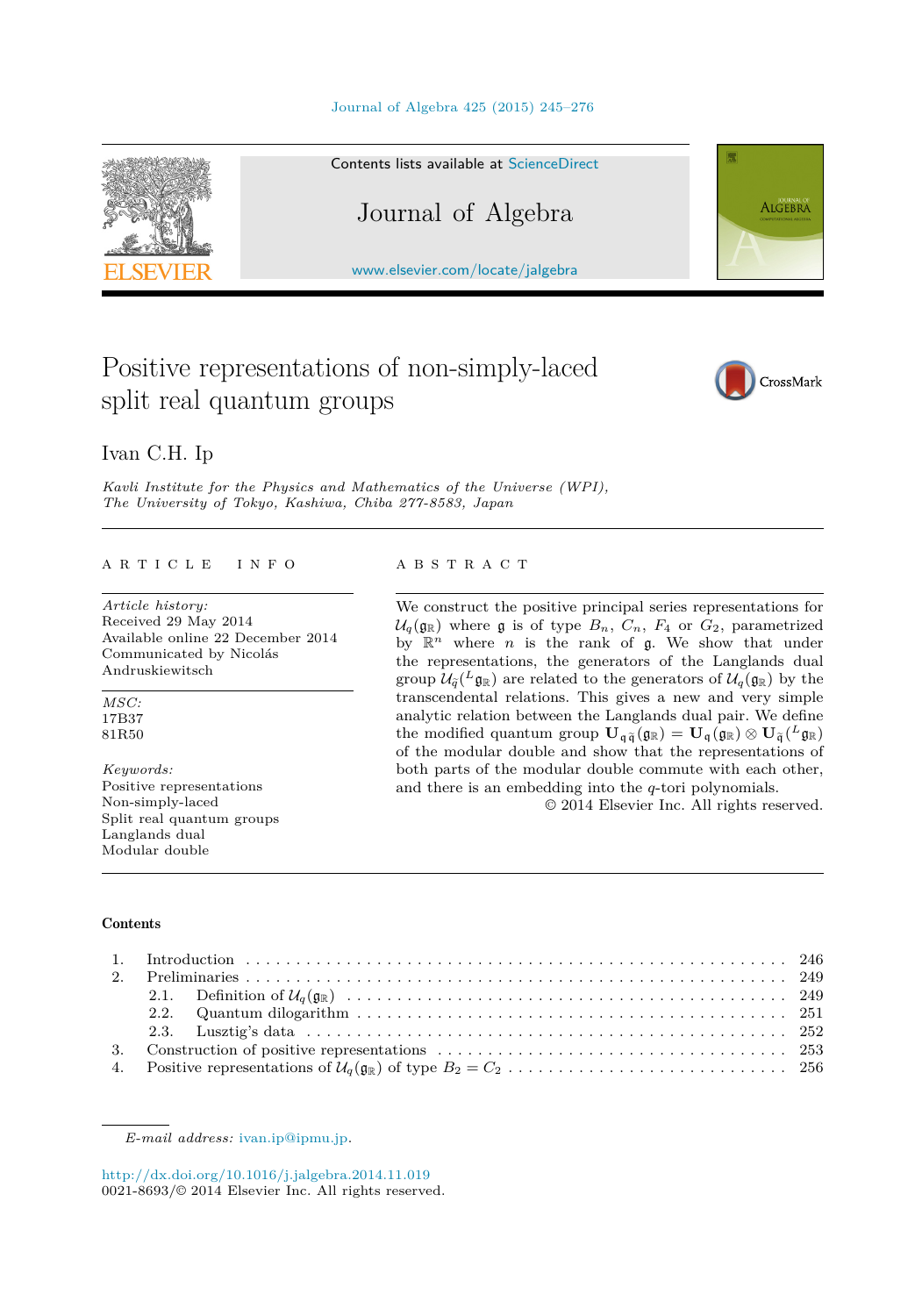# Positive representations of non-simply-laced split real quantum groups

Ivan C.H. Ip

*Kavli Institute for the Physics and Mathematics of the Universe (WPI), The University of Tokyo, Kashiwa, Chiba 277-8583, Japan*

---

**ARTICLE INFO**

*Article history:*
Received 29 May 2014
Available online 22 December 2014
Communicated by Nicolás Andruskiewitsch

*MSC:*
17B37
81R50

*Keywords:*
Positive representations
Non-simply-laced
Split real quantum groups
Langlands dual
Modular double

**ABSTRACT**

We construct the positive principal series representations for $\mathcal{U}_q(\mathfrak{g}_\mathbb{R})$ where $\mathfrak{g}$ is of type $B_n$, $C_n$, $F_4$ or $G_2$, parametrized by $\mathbb{R}^n$ where $n$ is the rank of $\mathfrak{g}$. We show that under the representations, the generators of the Langlands dual group $\mathcal{U}_{\tilde{q}}({}^L\mathfrak{g}_\mathbb{R})$ are related to the generators of $\mathcal{U}_q(\mathfrak{g}_\mathbb{R})$ by the transcendental relations. This gives a new and very simple analytic relation between the Langlands dual pair. We define the modified quantum group $\mathbf{U}_{\mathfrak{q}\tilde{\mathfrak{q}}}(\mathfrak{g}_\mathbb{R}) = \mathbf{U}_\mathfrak{q}(\mathfrak{g}_\mathbb{R}) \otimes \mathbf{U}_{\tilde{\mathfrak{q}}}({}^L\mathfrak{g}_\mathbb{R})$ of the modular double and show that the representations of both parts of the modular double commute with each other, and there is an embedding into the $q$-tori polynomials.

© 2014 Elsevier Inc. All rights reserved.

---

**Contents**

1. Introduction . . . 246
2. Preliminaries . . . 249
   - 2.1. Definition of $\mathcal{U}_q(\mathfrak{g}_\mathbb{R})$ . . . 249
   - 2.2. Quantum dilogarithm . . . 251
   - 2.3. Lusztig's data . . . 252
3. Construction of positive representations . . . 253
4. Positive representations of $\mathcal{U}_q(\mathfrak{g}_\mathbb{R})$ of type $B_2 = C_2$ . . . 256

---

*E-mail address:* ivan.ip@ipmu.jp.

http://dx.doi.org/10.1016/j.jalgebra.2014.11.019
0021-8693/© 2014 Elsevier Inc. All rights reserved.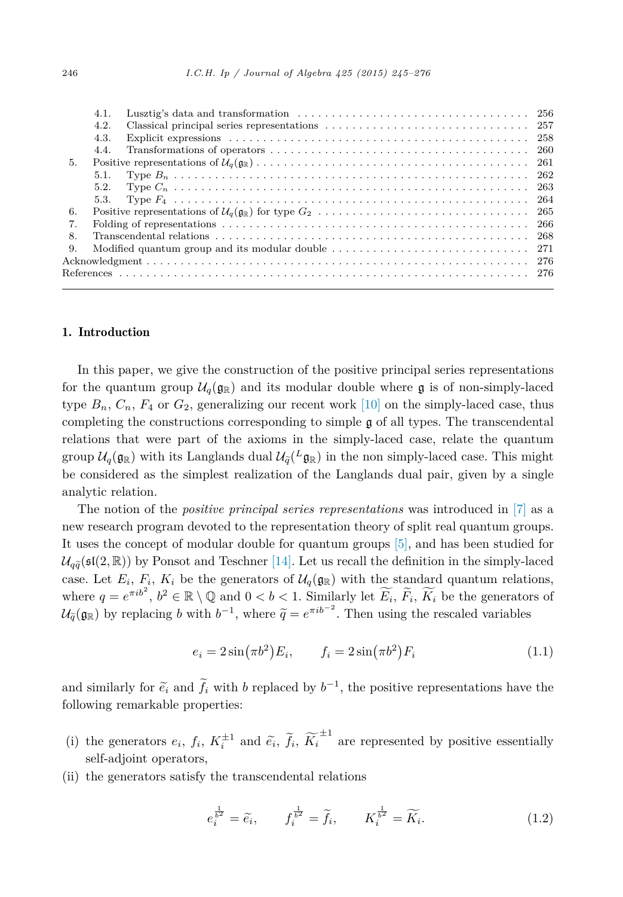| | | |
|---|---|---|
| 4.1. | Lusztig's data and transformation | 256 |
| 4.2. | Classical principal series representations | 257 |
| 4.3. | Explicit expressions | 258 |
| 4.4. | Transformations of operators | 260 |
| 5. | Positive representations of $\mathcal{U}_q(\mathfrak{g}_\mathbb{R})$ | 261 |
| 5.1. | Type $B_n$ | 262 |
| 5.2. | Type $C_n$ | 263 |
| 5.3. | Type $F_4$ | 264 |
| 6. | Positive representations of $\mathcal{U}_q(\mathfrak{g}_\mathbb{R})$ for type $G_2$ | 265 |
| 7. | Folding of representations | 266 |
| 8. | Transcendental relations | 268 |
| 9. | Modified quantum group and its modular double | 271 |
| Acknowledgment | | 276 |
| References | | 276 |

## 1. Introduction

In this paper, we give the construction of the positive principal series representations for the quantum group $\mathcal{U}_q(\mathfrak{g}_\mathbb{R})$ and its modular double where $\mathfrak{g}$ is of non-simply-laced type $B_n$, $C_n$, $F_4$ or $G_2$, generalizing our recent work [10] on the simply-laced case, thus completing the constructions corresponding to simple $\mathfrak{g}$ of all types. The transcendental relations that were part of the axioms in the simply-laced case, relate the quantum group $\mathcal{U}_q(\mathfrak{g}_\mathbb{R})$ with its Langlands dual $\mathcal{U}_{\widetilde{q}}({}^L\mathfrak{g}_\mathbb{R})$ in the non simply-laced case. This might be considered as the simplest realization of the Langlands dual pair, given by a single analytic relation.

The notion of the *positive principal series representations* was introduced in [7] as a new research program devoted to the representation theory of split real quantum groups. It uses the concept of modular double for quantum groups [5], and has been studied for $\mathcal{U}_{q\widetilde{q}}(\mathfrak{sl}(2,\mathbb{R}))$ by Ponsot and Teschner [14]. Let us recall the definition in the simply-laced case. Let $E_i$, $F_i$, $K_i$ be the generators of $\mathcal{U}_q(\mathfrak{g}_\mathbb{R})$ with the standard quantum relations, where $q = e^{\pi i b^2}$, $b^2 \in \mathbb{R} \setminus \mathbb{Q}$ and $0 < b < 1$. Similarly let $\widetilde{E_i}$, $\widetilde{F_i}$, $\widetilde{K_i}$ be the generators of $\mathcal{U}_{\widetilde{q}}(\mathfrak{g}_\mathbb{R})$ by replacing $b$ with $b^{-1}$, where $\widetilde{q} = e^{\pi i b^{-2}}$. Then using the rescaled variables

$$e_i = 2\sin\left(\pi b^2\right)E_i, \qquad f_i = 2\sin\left(\pi b^2\right)F_i \tag{1.1}$$

and similarly for $\widetilde{e_i}$ and $\widetilde{f_i}$ with $b$ replaced by $b^{-1}$, the positive representations have the following remarkable properties:

(i) the generators $e_i$, $f_i$, $K_i^{\pm 1}$ and $\widetilde{e_i}$, $\widetilde{f_i}$, $\widetilde{K_i}^{\pm 1}$ are represented by positive essentially self-adjoint operators,

(ii) the generators satisfy the transcendental relations

$$e_i^{\frac{1}{b^2}} = \widetilde{e_i}, \qquad f_i^{\frac{1}{b^2}} = \widetilde{f_i}, \qquad K_i^{\frac{1}{b^2}} = \widetilde{K_i}. \tag{1.2}$$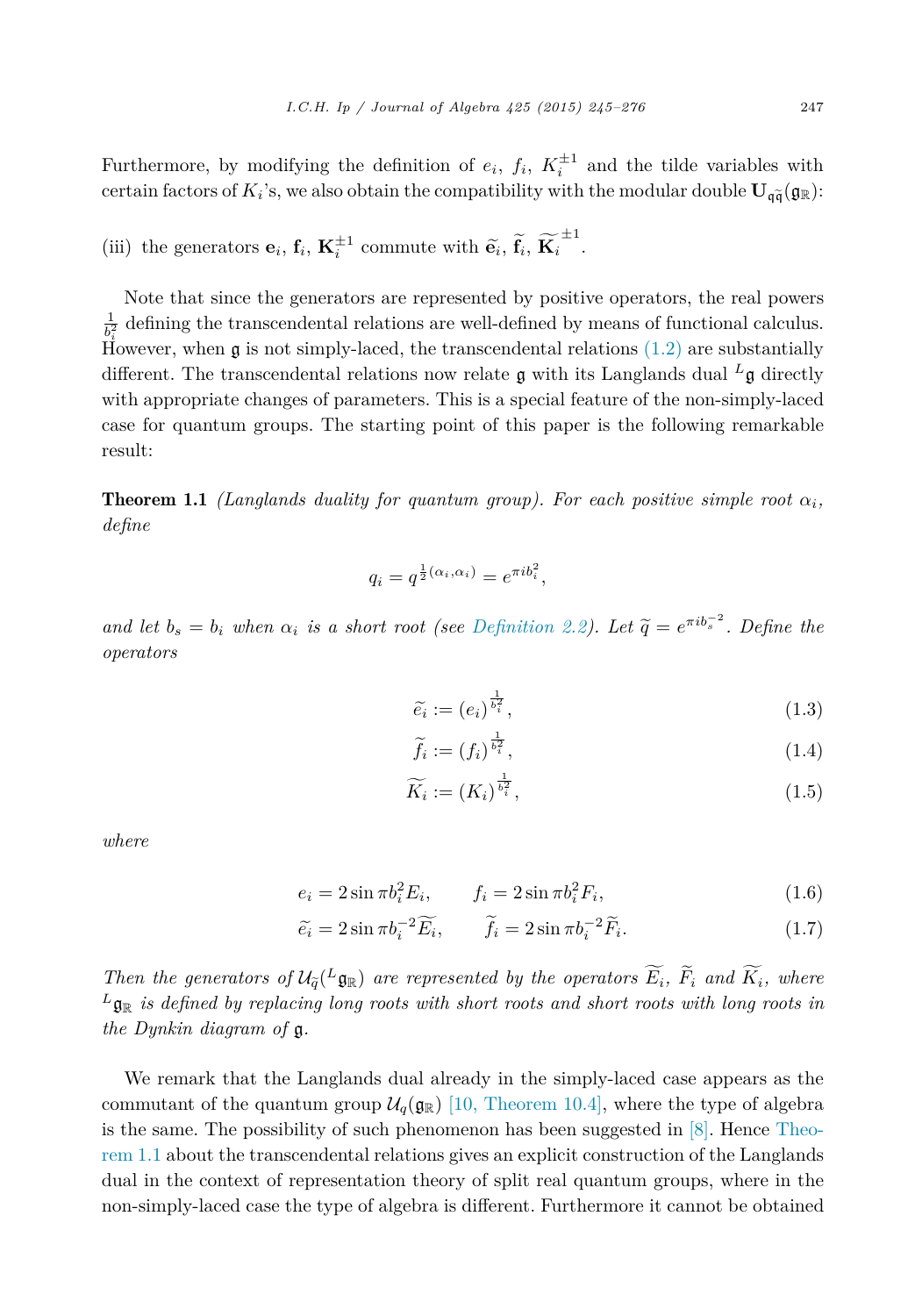Furthermore, by modifying the definition of $e_i$, $f_i$, $K_i^{\pm 1}$ and the tilde variables with certain factors of $K_i$'s, we also obtain the compatibility with the modular double $\mathbf{U}_{\mathfrak{q}\widetilde{\mathfrak{q}}}(\mathfrak{g}_{\mathbb{R}})$:

(iii) the generators $\mathbf{e}_i$, $\mathbf{f}_i$, $\mathbf{K}_i^{\pm 1}$ commute with $\widetilde{\mathbf{e}}_i$, $\widetilde{\mathbf{f}}_i$, $\widetilde{\mathbf{K}_i}^{\pm 1}$.

Note that since the generators are represented by positive operators, the real powers $\frac{1}{b_i^2}$ defining the transcendental relations are well-defined by means of functional calculus. However, when $\mathfrak{g}$ is not simply-laced, the transcendental relations (1.2) are substantially different. The transcendental relations now relate $\mathfrak{g}$ with its Langlands dual ${}^L\mathfrak{g}$ directly with appropriate changes of parameters. This is a special feature of the non-simply-laced case for quantum groups. The starting point of this paper is the following remarkable result:

**Theorem 1.1** *(Langlands duality for quantum group). For each positive simple root $\alpha_i$, define*

$$q_i = q^{\frac{1}{2}(\alpha_i,\alpha_i)} = e^{\pi i b_i^2},$$

*and let $b_s = b_i$ when $\alpha_i$ is a short root (see Definition 2.2). Let $\widetilde{q} = e^{\pi i b_s^{-2}}$. Define the operators*

$$\widetilde{e_i} := (e_i)^{\frac{1}{b_i^2}}, \tag{1.3}$$

$$\widetilde{f_i} := (f_i)^{\frac{1}{b_i^2}}, \tag{1.4}$$

$$\widetilde{K_i} := (K_i)^{\frac{1}{b_i^2}}, \tag{1.5}$$

*where*

$$e_i = 2\sin \pi b_i^2 E_i, \qquad f_i = 2\sin \pi b_i^2 F_i, \tag{1.6}$$

$$\widetilde{e_i} = 2\sin \pi b_i^{-2} \widetilde{E_i}, \qquad \widetilde{f_i} = 2\sin \pi b_i^{-2} \widetilde{F_i}. \tag{1.7}$$

*Then the generators of $\mathcal{U}_{\widetilde{q}}({}^L\mathfrak{g}_{\mathbb{R}})$ are represented by the operators $\widetilde{E_i}$, $\widetilde{F_i}$ and $\widetilde{K_i}$, where ${}^L\mathfrak{g}_{\mathbb{R}}$ is defined by replacing long roots with short roots and short roots with long roots in the Dynkin diagram of $\mathfrak{g}$.*

We remark that the Langlands dual already in the simply-laced case appears as the commutant of the quantum group $\mathcal{U}_q(\mathfrak{g}_{\mathbb{R}})$ [10, Theorem 10.4], where the type of algebra is the same. The possibility of such phenomenon has been suggested in [8]. Hence Theorem 1.1 about the transcendental relations gives an explicit construction of the Langlands dual in the context of representation theory of split real quantum groups, where in the non-simply-laced case the type of algebra is different. Furthermore it cannot be obtained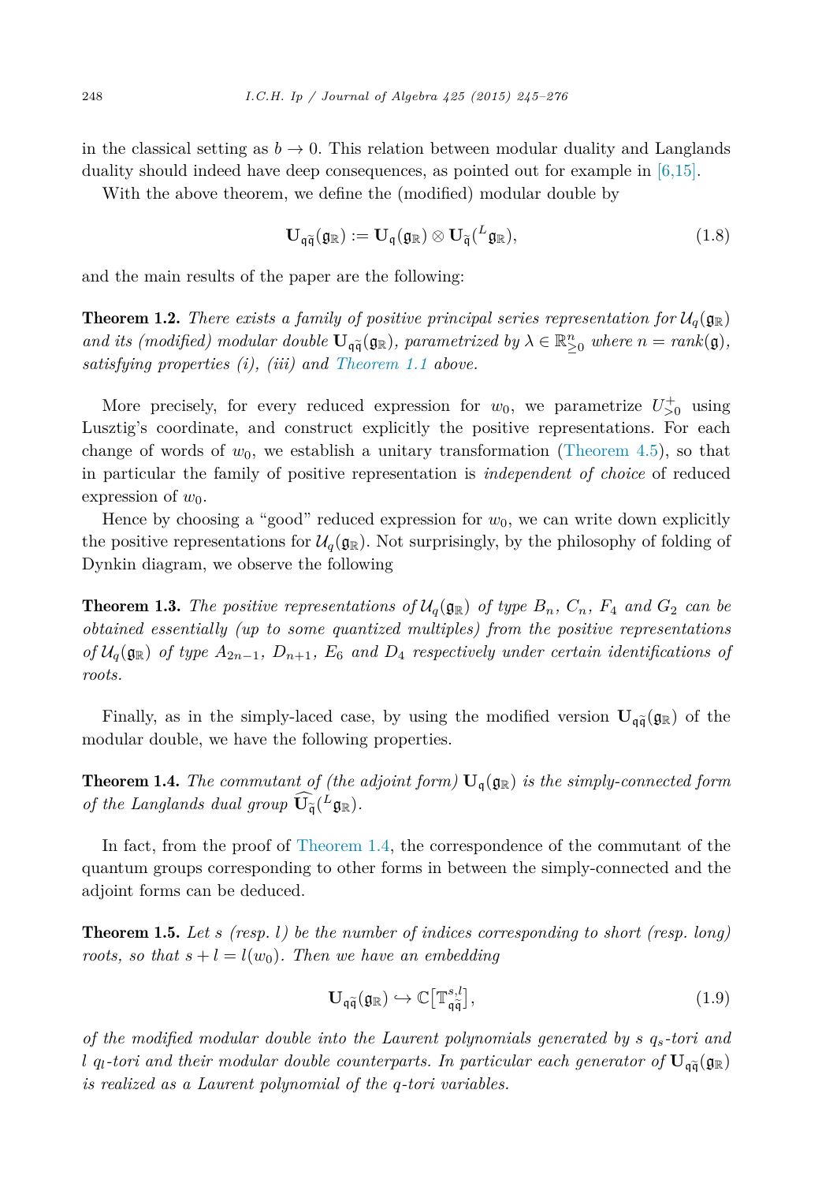in the classical setting as $b \to 0$. This relation between modular duality and Langlands duality should indeed have deep consequences, as pointed out for example in [6,15].

With the above theorem, we define the (modified) modular double by

$$\mathbf{U}_{\mathfrak{q}\widetilde{\mathfrak{q}}}(\mathfrak{g}_{\mathbb{R}}) := \mathbf{U}_{\mathfrak{q}}(\mathfrak{g}_{\mathbb{R}}) \otimes \mathbf{U}_{\widetilde{\mathfrak{q}}}({}^L\mathfrak{g}_{\mathbb{R}}), \tag{1.8}$$

and the main results of the paper are the following:

**Theorem 1.2.** *There exists a family of positive principal series representation for $\mathcal{U}_q(\mathfrak{g}_{\mathbb{R}})$ and its (modified) modular double $\mathbf{U}_{\mathfrak{q}\widetilde{\mathfrak{q}}}(\mathfrak{g}_{\mathbb{R}})$, parametrized by $\lambda \in \mathbb{R}^n_{\geq 0}$ where $n = rank(\mathfrak{g})$, satisfying properties (i), (iii) and Theorem 1.1 above.*

More precisely, for every reduced expression for $w_0$, we parametrize $U^+_{>0}$ using Lusztig's coordinate, and construct explicitly the positive representations. For each change of words of $w_0$, we establish a unitary transformation (Theorem 4.5), so that in particular the family of positive representation is *independent of choice* of reduced expression of $w_0$.

Hence by choosing a "good" reduced expression for $w_0$, we can write down explicitly the positive representations for $\mathcal{U}_q(\mathfrak{g}_{\mathbb{R}})$. Not surprisingly, by the philosophy of folding of Dynkin diagram, we observe the following

**Theorem 1.3.** *The positive representations of $\mathcal{U}_q(\mathfrak{g}_{\mathbb{R}})$ of type $B_n$, $C_n$, $F_4$ and $G_2$ can be obtained essentially (up to some quantized multiples) from the positive representations of $\mathcal{U}_q(\mathfrak{g}_{\mathbb{R}})$ of type $A_{2n-1}$, $D_{n+1}$, $E_6$ and $D_4$ respectively under certain identifications of roots.*

Finally, as in the simply-laced case, by using the modified version $\mathbf{U}_{\mathfrak{q}\widetilde{\mathfrak{q}}}(\mathfrak{g}_{\mathbb{R}})$ of the modular double, we have the following properties.

**Theorem 1.4.** *The commutant of (the adjoint form) $\mathbf{U}_{\mathfrak{q}}(\mathfrak{g}_{\mathbb{R}})$ is the simply-connected form of the Langlands dual group $\widehat{\mathbf{U}_{\widetilde{\mathfrak{q}}}}({}^L\mathfrak{g}_{\mathbb{R}})$.*

In fact, from the proof of Theorem 1.4, the correspondence of the commutant of the quantum groups corresponding to other forms in between the simply-connected and the adjoint forms can be deduced.

**Theorem 1.5.** *Let $s$ (resp. $l$) be the number of indices corresponding to short (resp. long) roots, so that $s + l = l(w_0)$. Then we have an embedding*

$$\mathbf{U}_{\mathfrak{q}\widetilde{\mathfrak{q}}}(\mathfrak{g}_{\mathbb{R}}) \hookrightarrow \mathbb{C}\big[\mathbb{T}^{s,l}_{\mathfrak{q}\widetilde{\mathfrak{q}}}\big], \tag{1.9}$$

*of the modified modular double into the Laurent polynomials generated by $s$ $q_s$-tori and $l$ $q_l$-tori and their modular double counterparts. In particular each generator of $\mathbf{U}_{\mathfrak{q}\widetilde{\mathfrak{q}}}(\mathfrak{g}_{\mathbb{R}})$ is realized as a Laurent polynomial of the q-tori variables.*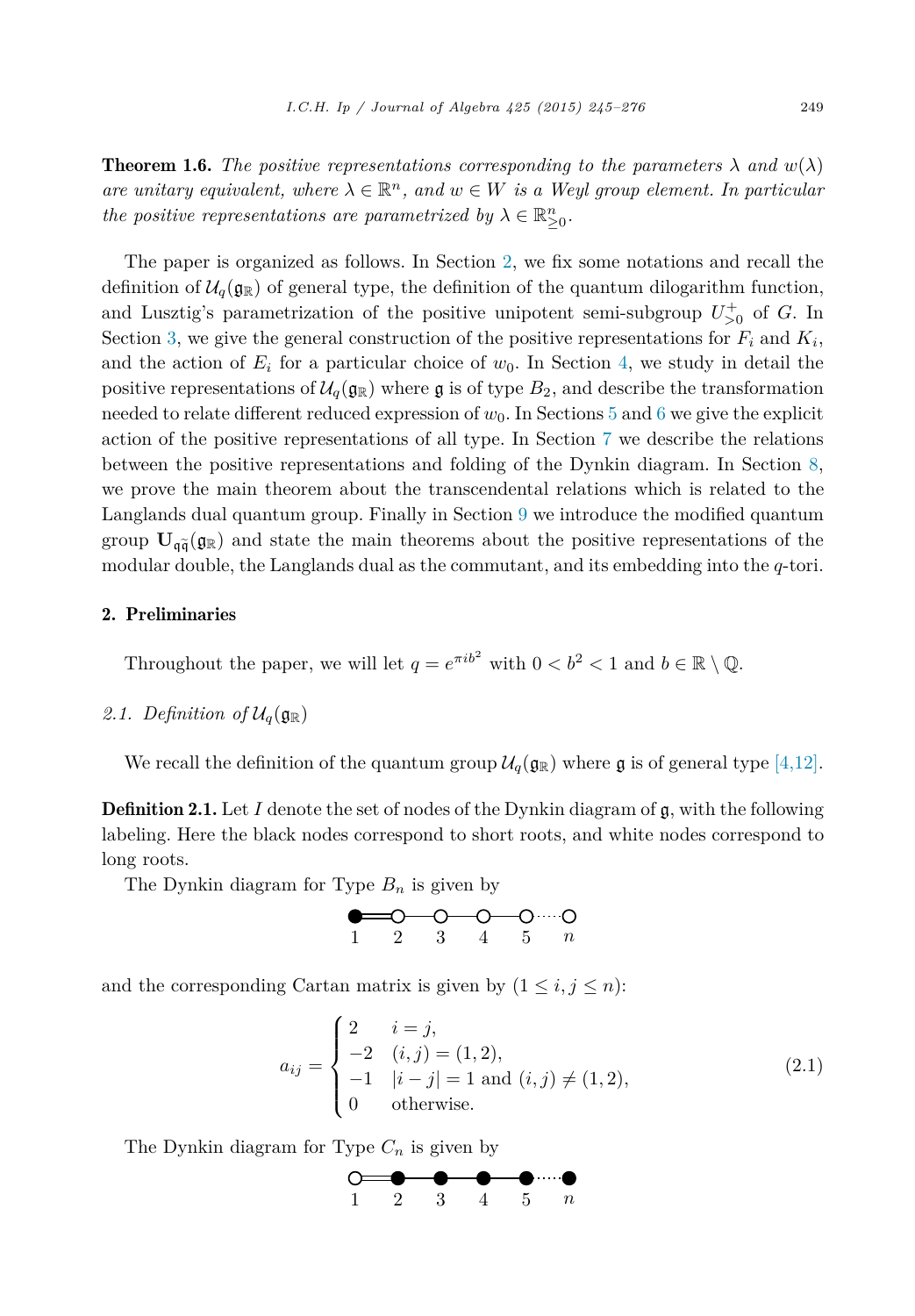**Theorem 1.6.** *The positive representations corresponding to the parameters $\lambda$ and $w(\lambda)$ are unitary equivalent, where $\lambda \in \mathbb{R}^n$, and $w \in W$ is a Weyl group element. In particular the positive representations are parametrized by $\lambda \in \mathbb{R}^n_{\geq 0}$.*

The paper is organized as follows. In Section 2, we fix some notations and recall the definition of $\mathcal{U}_q(\mathfrak{g}_\mathbb{R})$ of general type, the definition of the quantum dilogarithm function, and Lusztig's parametrization of the positive unipotent semi-subgroup $U^+_{>0}$ of $G$. In Section 3, we give the general construction of the positive representations for $F_i$ and $K_i$, and the action of $E_i$ for a particular choice of $w_0$. In Section 4, we study in detail the positive representations of $\mathcal{U}_q(\mathfrak{g}_\mathbb{R})$ where $\mathfrak{g}$ is of type $B_2$, and describe the transformation needed to relate different reduced expression of $w_0$. In Sections 5 and 6 we give the explicit action of the positive representations of all type. In Section 7 we describe the relations between the positive representations and folding of the Dynkin diagram. In Section 8, we prove the main theorem about the transcendental relations which is related to the Langlands dual quantum group. Finally in Section 9 we introduce the modified quantum group $\mathbf{U}_{\mathfrak{q}\tilde{\mathfrak{q}}}(\mathfrak{g}_\mathbb{R})$ and state the main theorems about the positive representations of the modular double, the Langlands dual as the commutant, and its embedding into the $q$-tori.

## 2. Preliminaries

Throughout the paper, we will let $q = e^{\pi i b^2}$ with $0 < b^2 < 1$ and $b \in \mathbb{R} \setminus \mathbb{Q}$.

### 2.1. Definition of $\mathcal{U}_q(\mathfrak{g}_\mathbb{R})$

We recall the definition of the quantum group $\mathcal{U}_q(\mathfrak{g}_\mathbb{R})$ where $\mathfrak{g}$ is of general type [4,12].

**Definition 2.1.** Let $I$ denote the set of nodes of the Dynkin diagram of $\mathfrak{g}$, with the following labeling. Here the black nodes correspond to short roots, and white nodes correspond to long roots.

The Dynkin diagram for Type $B_n$ is given by

$$\underset{1}{\bullet}\!=\!\underset{2}{\circ}\!-\!\underset{3}{\circ}\!-\!\underset{4}{\circ}\!-\!\underset{5}{\circ}\cdots\underset{n}{\circ}$$

and the corresponding Cartan matrix is given by ($1 \leq i, j \leq n$):

$$a_{ij} = \begin{cases} 2 & i = j, \\ -2 & (i, j) = (1, 2), \\ -1 & |i - j| = 1 \text{ and } (i, j) \neq (1, 2), \\ 0 & \text{otherwise.} \end{cases} \tag{2.1}$$

The Dynkin diagram for Type $C_n$ is given by

$$\underset{1}{\circ}\!=\!\underset{2}{\bullet}\!-\!\underset{3}{\bullet}\!-\!\underset{4}{\bullet}\!-\!\underset{5}{\bullet}\cdots\underset{n}{\bullet}$$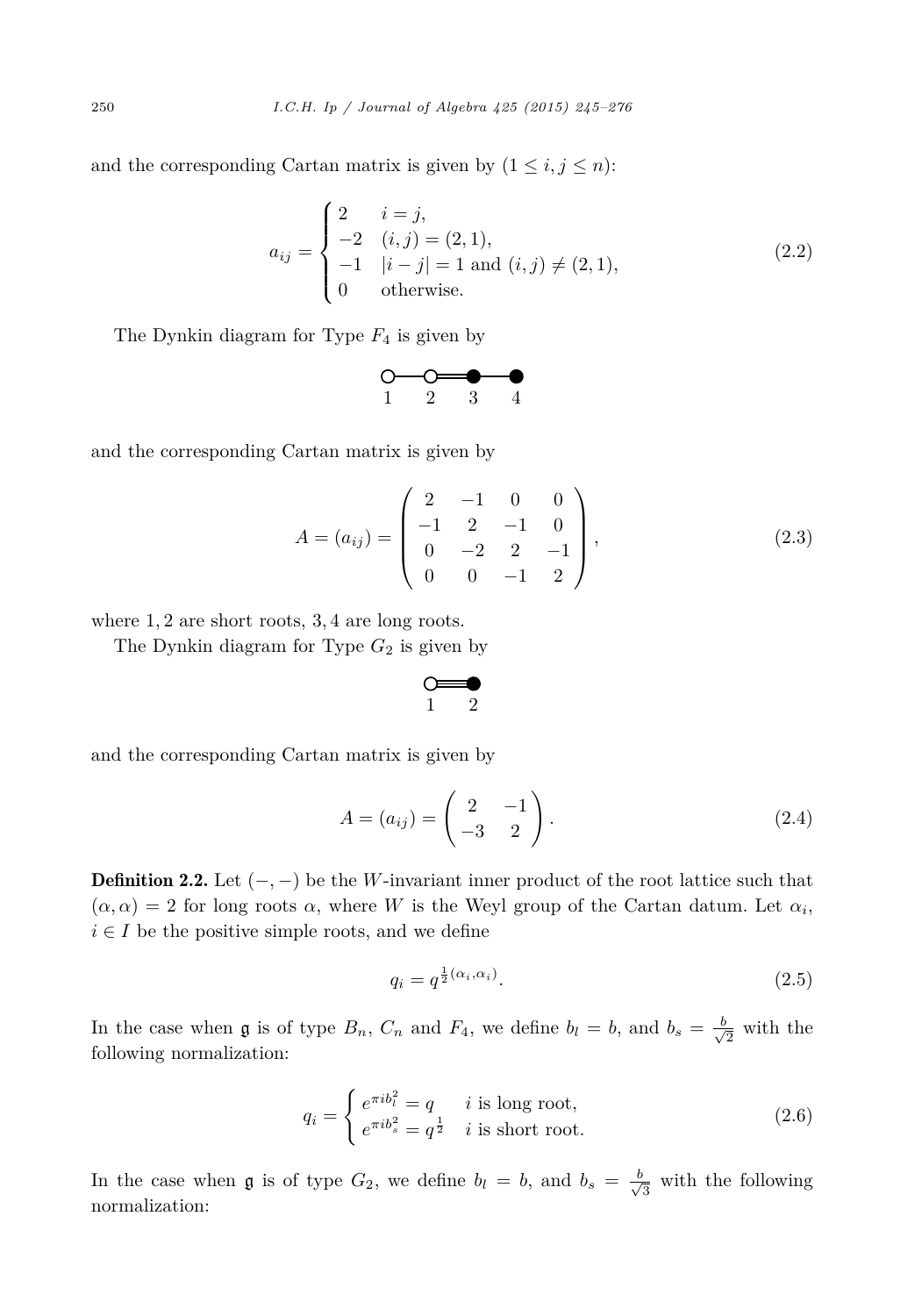and the corresponding Cartan matrix is given by $(1 \le i, j \le n)$:

$$a_{ij} = \begin{cases} 2 & i = j, \\ -2 & (i,j) = (2,1), \\ -1 & |i-j| = 1 \text{ and } (i,j) \neq (2,1), \\ 0 & \text{otherwise.} \end{cases} \tag{2.2}$$

The Dynkin diagram for Type $F_4$ is given by

$$\circ - \circ = \bullet - \bullet \quad (1 \; 2 \; 3 \; 4)$$

and the corresponding Cartan matrix is given by

$$A = (a_{ij}) = \begin{pmatrix} 2 & -1 & 0 & 0 \\ -1 & 2 & -1 & 0 \\ 0 & -2 & 2 & -1 \\ 0 & 0 & -1 & 2 \end{pmatrix}, \tag{2.3}$$

where $1, 2$ are short roots, $3, 4$ are long roots.

The Dynkin diagram for Type $G_2$ is given by

$$\circ \equiv \bullet \quad (1 \; 2)$$

and the corresponding Cartan matrix is given by

$$A = (a_{ij}) = \begin{pmatrix} 2 & -1 \\ -3 & 2 \end{pmatrix}. \tag{2.4}$$

**Definition 2.2.** Let $(-,-)$ be the $W$-invariant inner product of the root lattice such that $(\alpha, \alpha) = 2$ for long roots $\alpha$, where $W$ is the Weyl group of the Cartan datum. Let $\alpha_i$, $i \in I$ be the positive simple roots, and we define

$$q_i = q^{\frac{1}{2}(\alpha_i, \alpha_i)}. \tag{2.5}$$

In the case when $\mathfrak{g}$ is of type $B_n$, $C_n$ and $F_4$, we define $b_l = b$, and $b_s = \frac{b}{\sqrt{2}}$ with the following normalization:

$$q_i = \begin{cases} e^{\pi i b_l^2} = q & i \text{ is long root}, \\ e^{\pi i b_s^2} = q^{\frac{1}{2}} & i \text{ is short root}. \end{cases} \tag{2.6}$$

In the case when $\mathfrak{g}$ is of type $G_2$, we define $b_l = b$, and $b_s = \frac{b}{\sqrt{3}}$ with the following normalization: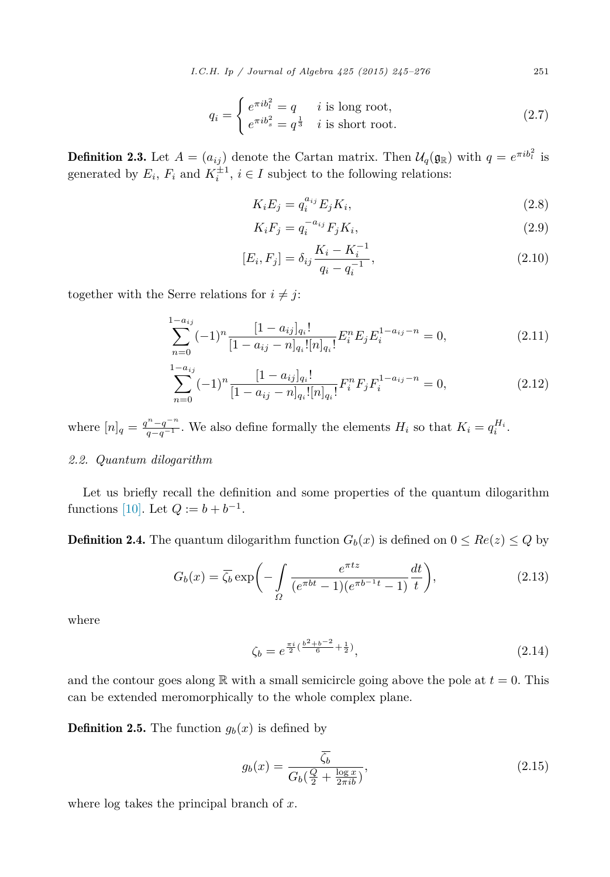$$q_i = \begin{cases} e^{\pi i b_l^2} = q & i \text{ is long root,} \\ e^{\pi i b_s^2} = q^{\frac{1}{3}} & i \text{ is short root.} \end{cases} \tag{2.7}$$

**Definition 2.3.** Let $A = (a_{ij})$ denote the Cartan matrix. Then $\mathcal{U}_q(\mathfrak{g}_\mathbb{R})$ with $q = e^{\pi i b_l^2}$ is generated by $E_i$, $F_i$ and $K_i^{\pm 1}$, $i \in I$ subject to the following relations:

$$K_i E_j = q_i^{a_{ij}} E_j K_i, \tag{2.8}$$

$$K_i F_j = q_i^{-a_{ij}} F_j K_i, \tag{2.9}$$

$$[E_i, F_j] = \delta_{ij} \frac{K_i - K_i^{-1}}{q_i - q_i^{-1}}, \tag{2.10}$$

together with the Serre relations for $i \neq j$:

$$\sum_{n=0}^{1-a_{ij}} (-1)^n \frac{[1-a_{ij}]_{q_i}!}{[1-a_{ij}-n]_{q_i}![n]_{q_i}!} E_i^n E_j E_i^{1-a_{ij}-n} = 0, \tag{2.11}$$

$$\sum_{n=0}^{1-a_{ij}} (-1)^n \frac{[1-a_{ij}]_{q_i}!}{[1-a_{ij}-n]_{q_i}![n]_{q_i}!} F_i^n F_j F_i^{1-a_{ij}-n} = 0, \tag{2.12}$$

where $[n]_q = \frac{q^n - q^{-n}}{q - q^{-1}}$. We also define formally the elements $H_i$ so that $K_i = q_i^{H_i}$.

## *2.2. Quantum dilogarithm*

Let us briefly recall the definition and some properties of the quantum dilogarithm functions [10]. Let $Q := b + b^{-1}$.

**Definition 2.4.** The quantum dilogarithm function $G_b(x)$ is defined on $0 \leq Re(z) \leq Q$ by

$$G_b(x) = \overline{\zeta_b} \exp\left( - \int_{\Omega} \frac{e^{\pi t z}}{(e^{\pi b t} - 1)(e^{\pi b^{-1} t} - 1)} \frac{dt}{t} \right), \tag{2.13}$$

where

$$\zeta_b = e^{\frac{\pi i}{2}\left(\frac{b^2 + b^{-2}}{6} + \frac{1}{2}\right)}, \tag{2.14}$$

and the contour goes along $\mathbb{R}$ with a small semicircle going above the pole at $t = 0$. This can be extended meromorphically to the whole complex plane.

**Definition 2.5.** The function $g_b(x)$ is defined by

$$g_b(x) = \frac{\overline{\zeta_b}}{G_b\left(\frac{Q}{2} + \frac{\log x}{2\pi i b}\right)}, \tag{2.15}$$

where log takes the principal branch of $x$.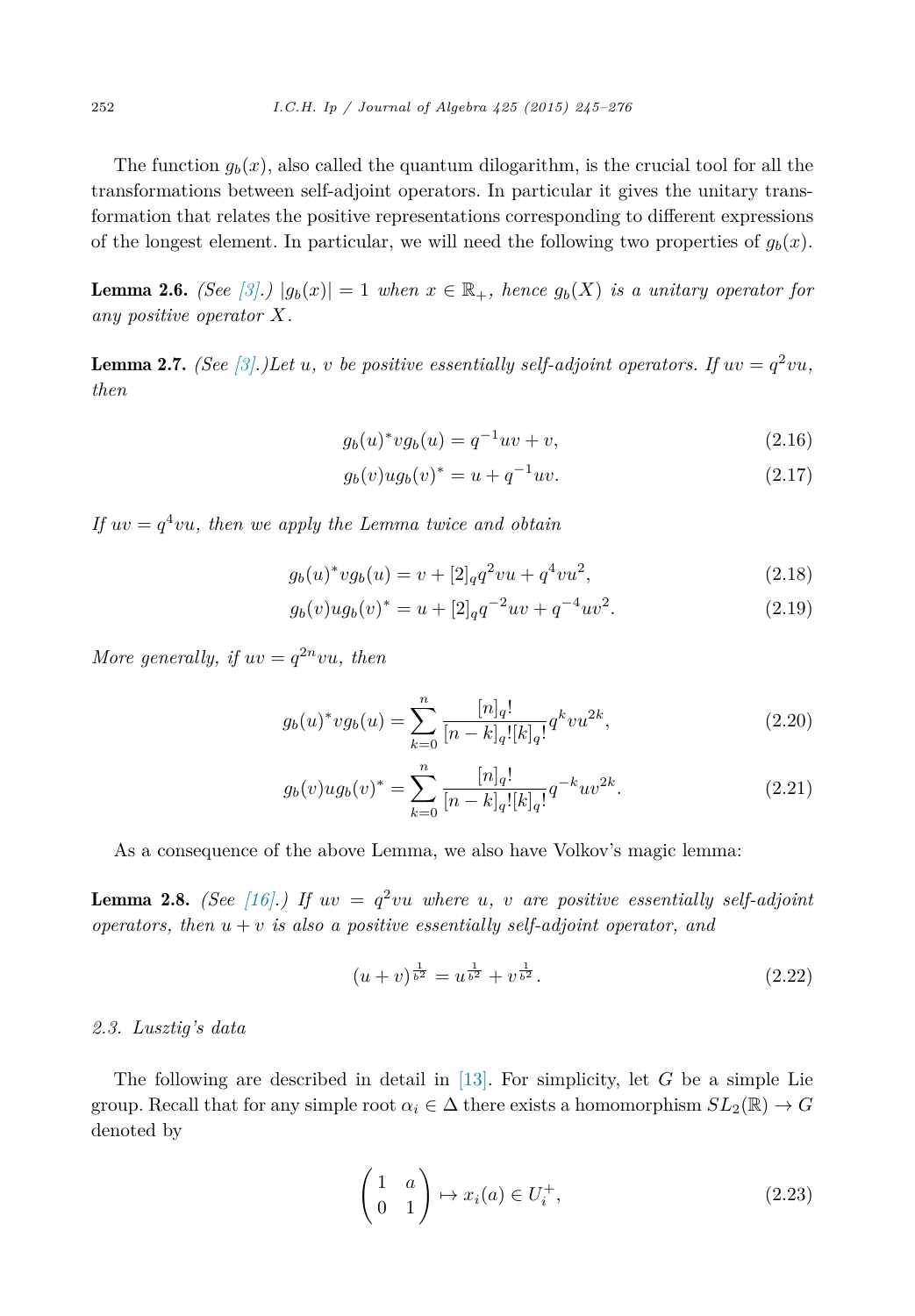The function $g_b(x)$, also called the quantum dilogarithm, is the crucial tool for all the transformations between self-adjoint operators. In particular it gives the unitary transformation that relates the positive representations corresponding to different expressions of the longest element. In particular, we will need the following two properties of $g_b(x)$.

**Lemma 2.6.** *(See [3].) $|g_b(x)| = 1$ when $x \in \mathbb{R}_+$, hence $g_b(X)$ is a unitary operator for any positive operator $X$.*

**Lemma 2.7.** *(See [3].)Let $u$, $v$ be positive essentially self-adjoint operators. If $uv = q^2 vu$, then*

$$g_b(u)^* v g_b(u) = q^{-1}uv + v, \tag{2.16}$$

$$g_b(v) u g_b(v)^* = u + q^{-1}uv. \tag{2.17}$$

*If $uv = q^4 vu$, then we apply the Lemma twice and obtain*

$$g_b(u)^* v g_b(u) = v + [2]_q q^2 vu + q^4 vu^2, \tag{2.18}$$

$$g_b(v) u g_b(v)^* = u + [2]_q q^{-2} uv + q^{-4} uv^2. \tag{2.19}$$

*More generally, if $uv = q^{2n} vu$, then*

$$g_b(u)^* v g_b(u) = \sum_{k=0}^{n} \frac{[n]_q!}{[n-k]_q![k]_q!} q^k vu^{2k}, \tag{2.20}$$

$$g_b(v) u g_b(v)^* = \sum_{k=0}^{n} \frac{[n]_q!}{[n-k]_q![k]_q!} q^{-k} uv^{2k}. \tag{2.21}$$

As a consequence of the above Lemma, we also have Volkov's magic lemma:

**Lemma 2.8.** *(See [16].) If $uv = q^2 vu$ where $u$, $v$ are positive essentially self-adjoint operators, then $u + v$ is also a positive essentially self-adjoint operator, and*

$$(u+v)^{\frac{1}{b^2}} = u^{\frac{1}{b^2}} + v^{\frac{1}{b^2}}. \tag{2.22}$$

### *2.3. Lusztig's data*

The following are described in detail in [13]. For simplicity, let $G$ be a simple Lie group. Recall that for any simple root $\alpha_i \in \Delta$ there exists a homomorphism $SL_2(\mathbb{R}) \to G$ denoted by

$$\begin{pmatrix} 1 & a \\ 0 & 1 \end{pmatrix} \mapsto x_i(a) \in U_i^+, \tag{2.23}$$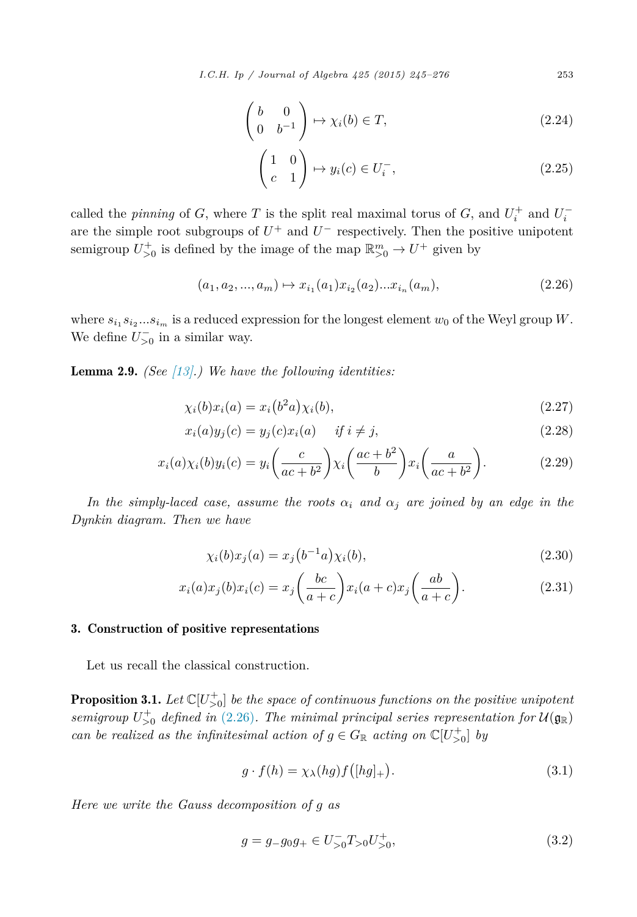$$\begin{pmatrix} b & 0 \\ 0 & b^{-1} \end{pmatrix} \mapsto \chi_i(b) \in T, \tag{2.24}$$

$$\begin{pmatrix} 1 & 0 \\ c & 1 \end{pmatrix} \mapsto y_i(c) \in U_i^-, \tag{2.25}$$

called the *pinning* of $G$, where $T$ is the split real maximal torus of $G$, and $U_i^+$ and $U_i^-$ are the simple root subgroups of $U^+$ and $U^-$ respectively. Then the positive unipotent semigroup $U_{>0}^+$ is defined by the image of the map $\mathbb{R}_{>0}^m \to U^+$ given by

$$(a_1, a_2, ..., a_m) \mapsto x_{i_1}(a_1) x_{i_2}(a_2) ... x_{i_n}(a_m), \tag{2.26}$$

where $s_{i_1} s_{i_2} ... s_{i_m}$ is a reduced expression for the longest element $w_0$ of the Weyl group $W$. We define $U_{>0}^-$ in a similar way.

**Lemma 2.9.** *(See [13].) We have the following identities:*

$$\chi_i(b) x_i(a) = x_i\big(b^2 a\big) \chi_i(b), \tag{2.27}$$

$$x_i(a) y_j(c) = y_j(c) x_i(a) \quad \text{ if } i \neq j, \tag{2.28}$$

$$x_i(a) \chi_i(b) y_i(c) = y_i\left(\frac{c}{ac + b^2}\right) \chi_i\left(\frac{ac + b^2}{b}\right) x_i\left(\frac{a}{ac + b^2}\right). \tag{2.29}$$

*In the simply-laced case, assume the roots $\alpha_i$ and $\alpha_j$ are joined by an edge in the Dynkin diagram. Then we have*

$$\chi_i(b) x_j(a) = x_j\big(b^{-1} a\big) \chi_i(b), \tag{2.30}$$

$$x_i(a) x_j(b) x_i(c) = x_j\left(\frac{bc}{a + c}\right) x_i(a + c) x_j\left(\frac{ab}{a + c}\right). \tag{2.31}$$

## 3. Construction of positive representations

Let us recall the classical construction.

**Proposition 3.1.** *Let $\mathbb{C}[U_{>0}^+]$ be the space of continuous functions on the positive unipotent semigroup $U_{>0}^+$ defined in (2.26). The minimal principal series representation for $\mathcal{U}(\mathfrak{g}_\mathbb{R})$ can be realized as the infinitesimal action of $g \in G_\mathbb{R}$ acting on $\mathbb{C}[U_{>0}^+]$ by*

$$g \cdot f(h) = \chi_\lambda(hg) f\big([hg]_+\big). \tag{3.1}$$

*Here we write the Gauss decomposition of $g$ as*

$$g = g_- g_0 g_+ \in U_{>0}^- T_{>0} U_{>0}^+, \tag{3.2}$$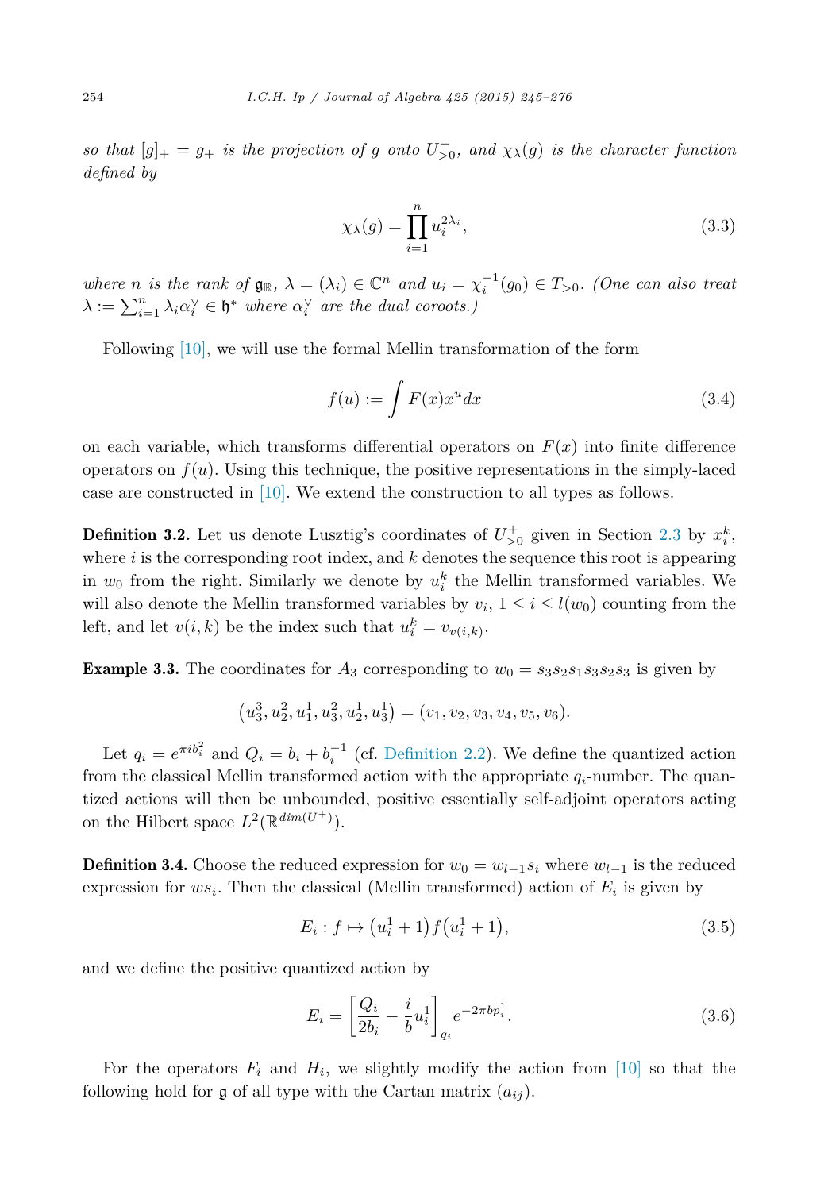*so that $[g]_+ = g_+$ is the projection of $g$ onto $U^+_{>0}$, and $\chi_\lambda(g)$ is the character function defined by*

$$\chi_\lambda(g) = \prod_{i=1}^n u_i^{2\lambda_i}, \tag{3.3}$$

*where $n$ is the rank of $\mathfrak{g}_\mathbb{R}$, $\lambda = (\lambda_i) \in \mathbb{C}^n$ and $u_i = \chi_i^{-1}(g_0) \in T_{>0}$. (One can also treat $\lambda := \sum_{i=1}^n \lambda_i \alpha_i^\vee \in \mathfrak{h}^*$ where $\alpha_i^\vee$ are the dual coroots.)*

Following [10], we will use the formal Mellin transformation of the form

$$f(u) := \int F(x)x^u dx \tag{3.4}$$

on each variable, which transforms differential operators on $F(x)$ into finite difference operators on $f(u)$. Using this technique, the positive representations in the simply-laced case are constructed in [10]. We extend the construction to all types as follows.

**Definition 3.2.** Let us denote Lusztig's coordinates of $U^+_{>0}$ given in Section 2.3 by $x_i^k$, where $i$ is the corresponding root index, and $k$ denotes the sequence this root is appearing in $w_0$ from the right. Similarly we denote by $u_i^k$ the Mellin transformed variables. We will also denote the Mellin transformed variables by $v_i$, $1 \leq i \leq l(w_0)$ counting from the left, and let $v(i,k)$ be the index such that $u_i^k = v_{v(i,k)}$.

**Example 3.3.** The coordinates for $A_3$ corresponding to $w_0 = s_3s_2s_1s_3s_2s_3$ is given by

$$\left(u_3^3, u_2^2, u_1^1, u_3^2, u_2^1, u_3^1\right) = (v_1, v_2, v_3, v_4, v_5, v_6).$$

Let $q_i = e^{\pi i b_i^2}$ and $Q_i = b_i + b_i^{-1}$ (cf. Definition 2.2). We define the quantized action from the classical Mellin transformed action with the appropriate $q_i$-number. The quantized actions will then be unbounded, positive essentially self-adjoint operators acting on the Hilbert space $L^2(\mathbb{R}^{dim(U^+)})$.

**Definition 3.4.** Choose the reduced expression for $w_0 = w_{l-1}s_i$ where $w_{l-1}$ is the reduced expression for $ws_i$. Then the classical (Mellin transformed) action of $E_i$ is given by

$$E_i : f \mapsto \left(u_i^1 + 1\right) f\left(u_i^1 + 1\right), \tag{3.5}$$

and we define the positive quantized action by

$$E_i = \left[\frac{Q_i}{2b_i} - \frac{i}{b}u_i^1\right]_{q_i} e^{-2\pi b p_i^1}. \tag{3.6}$$

For the operators $F_i$ and $H_i$, we slightly modify the action from [10] so that the following hold for $\mathfrak{g}$ of all type with the Cartan matrix $(a_{ij})$.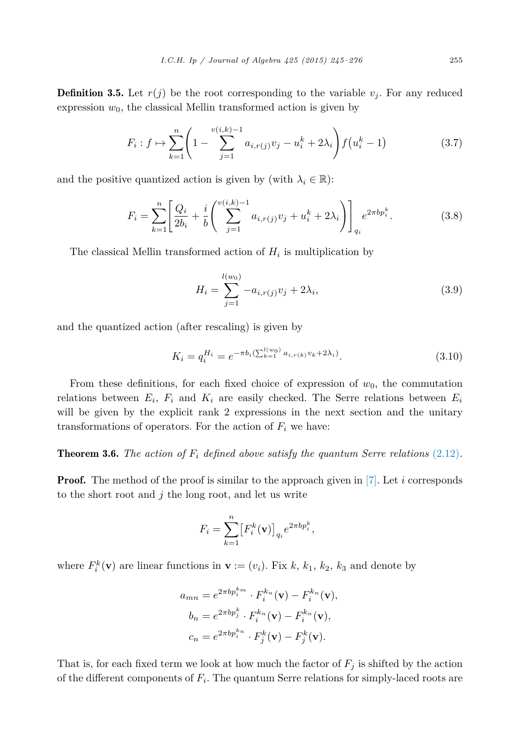**Definition 3.5.** Let $r(j)$ be the root corresponding to the variable $v_j$. For any reduced expression $w_0$, the classical Mellin transformed action is given by

$$F_i : f \mapsto \sum_{k=1}^{n} \left(1 - \sum_{j=1}^{v(i,k)-1} a_{i,r(j)} v_j - u_i^k + 2\lambda_i\right) f\left(u_i^k - 1\right) \tag{3.7}$$

and the positive quantized action is given by (with $\lambda_i \in \mathbb{R}$):

$$F_i = \sum_{k=1}^{n} \left[\frac{Q_i}{2b_i} + \frac{i}{b}\left(\sum_{j=1}^{v(i,k)-1} a_{i,r(j)} v_j + u_i^k + 2\lambda_i\right)\right]_{q_i} e^{2\pi b p_i^k}. \tag{3.8}$$

The classical Mellin transformed action of $H_i$ is multiplication by

$$H_i = \sum_{j=1}^{l(w_0)} -a_{i,r(j)} v_j + 2\lambda_i, \tag{3.9}$$

and the quantized action (after rescaling) is given by

$$K_i = q_i^{H_i} = e^{-\pi b_i (\sum_{k=1}^{l(w_0)} a_{i,r(k)} v_k + 2\lambda_i)}. \tag{3.10}$$

From these definitions, for each fixed choice of expression of $w_0$, the commutation relations between $E_i$, $F_i$ and $K_i$ are easily checked. The Serre relations between $E_i$ will be given by the explicit rank 2 expressions in the next section and the unitary transformations of operators. For the action of $F_i$ we have:

**Theorem 3.6.** *The action of $F_i$ defined above satisfy the quantum Serre relations (2.12).*

**Proof.** The method of the proof is similar to the approach given in [7]. Let $i$ corresponds to the short root and $j$ the long root, and let us write

$$F_i = \sum_{k=1}^{n} \left[F_i^k(\mathbf{v})\right]_{q_i} e^{2\pi b p_i^k},$$

where $F_i^k(\mathbf{v})$ are linear functions in $\mathbf{v} := (v_i)$. Fix $k$, $k_1$, $k_2$, $k_3$ and denote by

$$a_{mn} = e^{2\pi b p_i^{k_m}} \cdot F_i^{k_n}(\mathbf{v}) - F_i^{k_n}(\mathbf{v}),$$
$$b_n = e^{2\pi b p_j^k} \cdot F_i^{k_n}(\mathbf{v}) - F_i^{k_n}(\mathbf{v}),$$
$$c_n = e^{2\pi b p_i^{k_n}} \cdot F_j^k(\mathbf{v}) - F_j^k(\mathbf{v}).$$

That is, for each fixed term we look at how much the factor of $F_j$ is shifted by the action of the different components of $F_i$. The quantum Serre relations for simply-laced roots are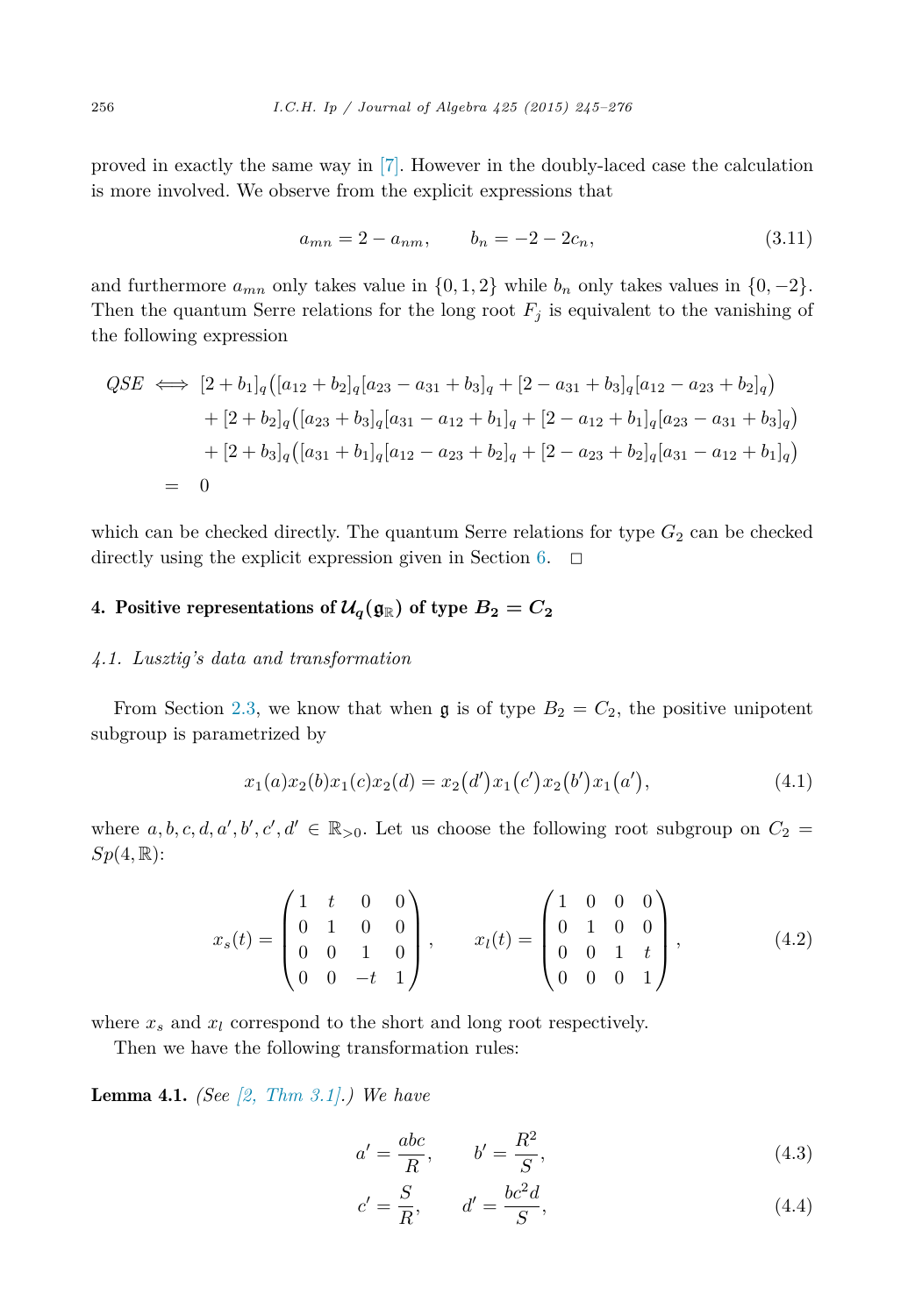proved in exactly the same way in [7]. However in the doubly-laced case the calculation is more involved. We observe from the explicit expressions that

$$a_{mn} = 2 - a_{nm}, \qquad b_n = -2 - 2c_n, \tag{3.11}$$

and furthermore $a_{mn}$ only takes value in $\{0,1,2\}$ while $b_n$ only takes values in $\{0,-2\}$. Then the quantum Serre relations for the long root $F_j$ is equivalent to the vanishing of the following expression

$$\begin{aligned}
QSE \iff & [2+b_1]_q\big([a_{12}+b_2]_q[a_{23}-a_{31}+b_3]_q + [2-a_{31}+b_3]_q[a_{12}-a_{23}+b_2]_q\big) \\
& + [2+b_2]_q\big([a_{23}+b_3]_q[a_{31}-a_{12}+b_1]_q + [2-a_{12}+b_1]_q[a_{23}-a_{31}+b_3]_q\big) \\
& + [2+b_3]_q\big([a_{31}+b_1]_q[a_{12}-a_{23}+b_2]_q + [2-a_{23}+b_2]_q[a_{31}-a_{12}+b_1]_q\big) \\
= \quad & 0
\end{aligned}$$

which can be checked directly. The quantum Serre relations for type $G_2$ can be checked directly using the explicit expression given in Section 6. $\square$

## 4. Positive representations of $\mathcal{U}_q(\mathfrak{g}_{\mathbb{R}})$ of type $B_2 = C_2$

### *4.1. Lusztig's data and transformation*

From Section 2.3, we know that when $\mathfrak{g}$ is of type $B_2 = C_2$, the positive unipotent subgroup is parametrized by

$$x_1(a)x_2(b)x_1(c)x_2(d) = x_2(d')x_1(c')x_2(b')x_1(a'), \tag{4.1}$$

where $a,b,c,d,a',b',c',d' \in \mathbb{R}_{>0}$. Let us choose the following root subgroup on $C_2 = Sp(4,\mathbb{R})$:

$$x_s(t) = \begin{pmatrix} 1 & t & 0 & 0 \\ 0 & 1 & 0 & 0 \\ 0 & 0 & 1 & 0 \\ 0 & 0 & -t & 1 \end{pmatrix}, \qquad x_l(t) = \begin{pmatrix} 1 & 0 & 0 & 0 \\ 0 & 1 & 0 & 0 \\ 0 & 0 & 1 & t \\ 0 & 0 & 0 & 1 \end{pmatrix}, \tag{4.2}$$

where $x_s$ and $x_l$ correspond to the short and long root respectively.

Then we have the following transformation rules:

**Lemma 4.1.** *(See [2, Thm 3.1].) We have*

$$a' = \frac{abc}{R}, \qquad b' = \frac{R^2}{S}, \tag{4.3}$$

$$c' = \frac{S}{R}, \qquad d' = \frac{bc^2d}{S}, \tag{4.4}$$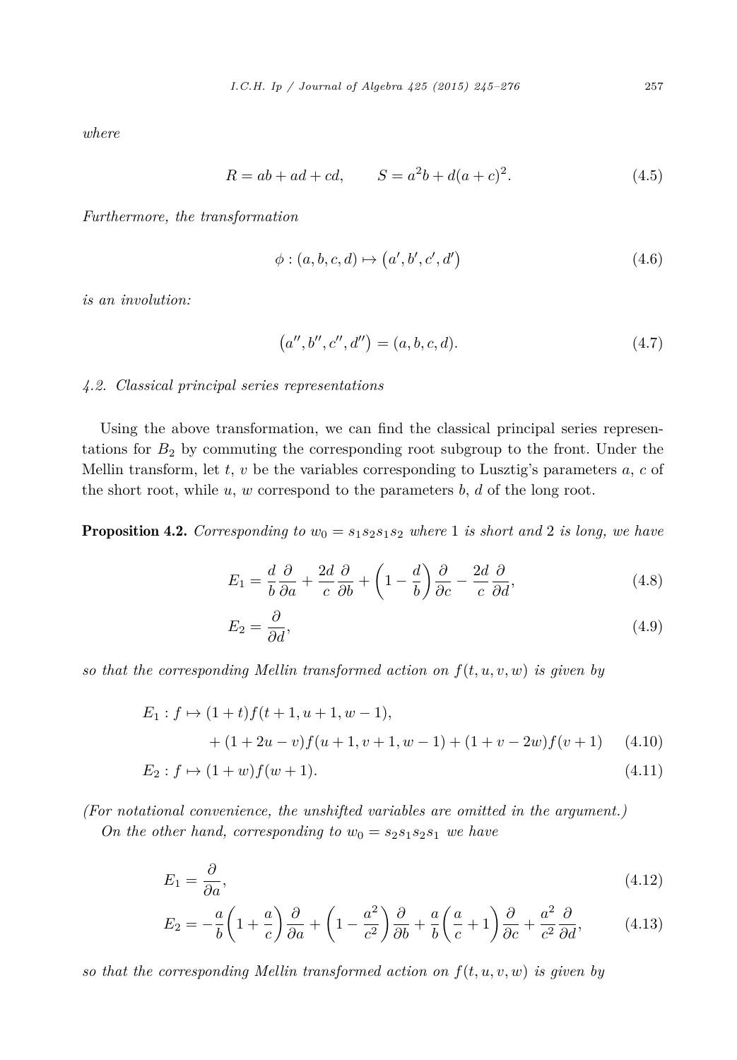*where*

$$R = ab + ad + cd, \qquad S = a^2b + d(a+c)^2. \tag{4.5}$$

*Furthermore, the transformation*

$$\phi : (a,b,c,d) \mapsto \left(a', b', c', d'\right) \tag{4.6}$$

*is an involution:*

$$\left(a'', b'', c'', d''\right) = (a,b,c,d). \tag{4.7}$$

### *4.2. Classical principal series representations*

Using the above transformation, we can find the classical principal series representations for $B_2$ by commuting the corresponding root subgroup to the front. Under the Mellin transform, let $t$, $v$ be the variables corresponding to Lusztig's parameters $a$, $c$ of the short root, while $u$, $w$ correspond to the parameters $b$, $d$ of the long root.

**Proposition 4.2.** *Corresponding to $w_0 = s_1s_2s_1s_2$ where 1 is short and 2 is long, we have*

$$E_1 = \frac{d}{b}\frac{\partial}{\partial a} + \frac{2d}{c}\frac{\partial}{\partial b} + \left(1 - \frac{d}{b}\right)\frac{\partial}{\partial c} - \frac{2d}{c}\frac{\partial}{\partial d}, \tag{4.8}$$

$$E_2 = \frac{\partial}{\partial d}, \tag{4.9}$$

*so that the corresponding Mellin transformed action on $f(t,u,v,w)$ is given by*

$$\begin{aligned} E_1 : f \mapsto\ & (1+t)f(t+1, u+1, w-1), \\ & + (1+2u-v)f(u+1, v+1, w-1) + (1+v-2w)f(v+1) \end{aligned} \tag{4.10}$$

$$E_2 : f \mapsto (1+w)f(w+1). \tag{4.11}$$

*(For notational convenience, the unshifted variables are omitted in the argument.)*

*On the other hand, corresponding to $w_0 = s_2s_1s_2s_1$ we have*

$$E_1 = \frac{\partial}{\partial a}, \tag{4.12}$$

$$E_2 = -\frac{a}{b}\left(1 + \frac{a}{c}\right)\frac{\partial}{\partial a} + \left(1 - \frac{a^2}{c^2}\right)\frac{\partial}{\partial b} + \frac{a}{b}\left(\frac{a}{c} + 1\right)\frac{\partial}{\partial c} + \frac{a^2}{c^2}\frac{\partial}{\partial d}, \tag{4.13}$$

*so that the corresponding Mellin transformed action on $f(t,u,v,w)$ is given by*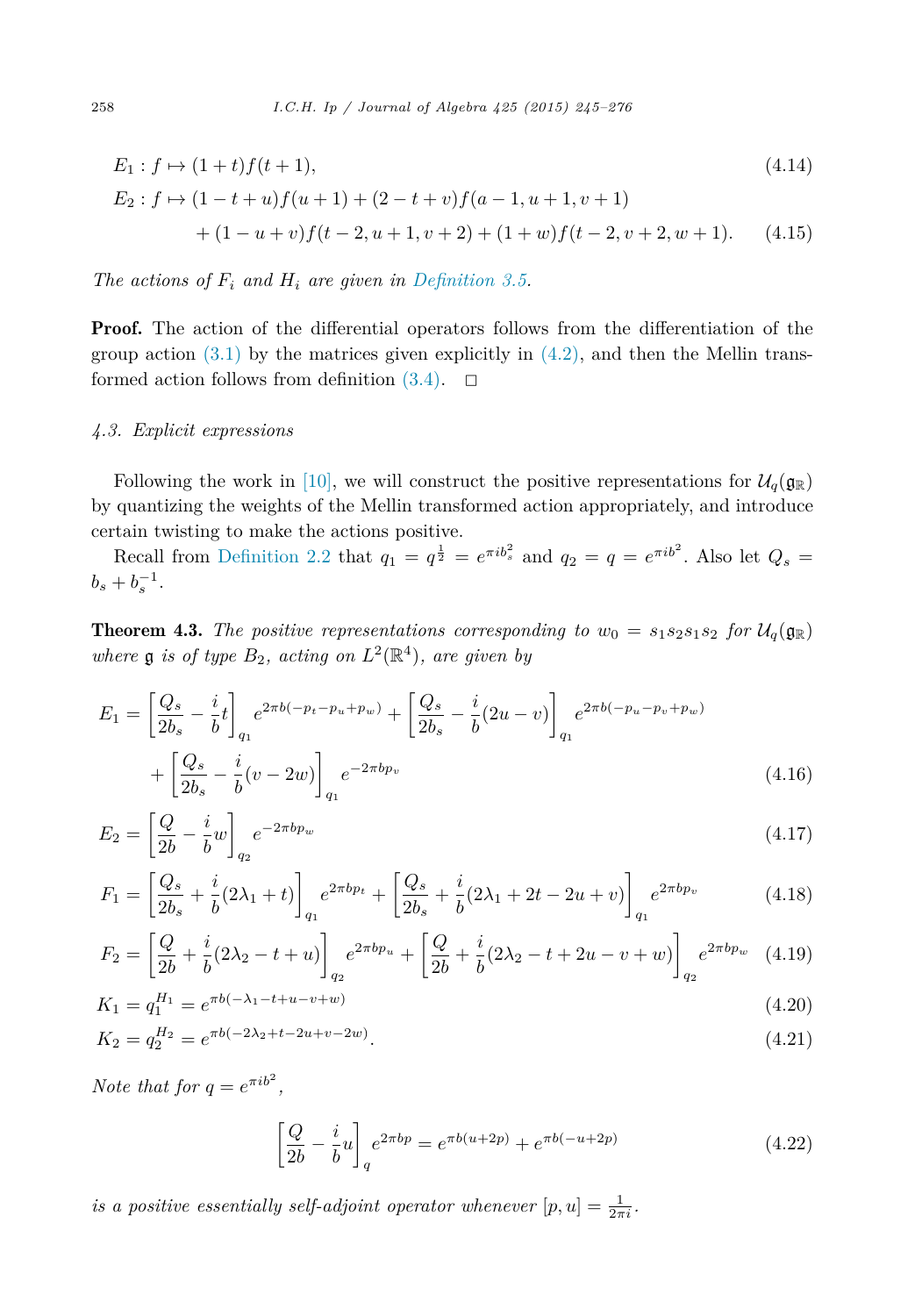$$E_1 : f \mapsto (1+t)f(t+1), \tag{4.14}$$

$$\begin{aligned} E_2 : f \mapsto\ & (1-t+u)f(u+1) + (2-t+v)f(a-1,u+1,v+1) \\ & + (1-u+v)f(t-2,u+1,v+2) + (1+w)f(t-2,v+2,w+1). \end{aligned} \tag{4.15}$$

*The actions of $F_i$ and $H_i$ are given in Definition 3.5.*

**Proof.** The action of the differential operators follows from the differentiation of the group action (3.1) by the matrices given explicitly in (4.2), and then the Mellin transformed action follows from definition (3.4). $\square$

### 4.3. Explicit expressions

Following the work in [10], we will construct the positive representations for $\mathcal{U}_q(\mathfrak{g}_\mathbb{R})$ by quantizing the weights of the Mellin transformed action appropriately, and introduce certain twisting to make the actions positive.

Recall from Definition 2.2 that $q_1 = q^{\frac{1}{2}} = e^{\pi i b_s^2}$ and $q_2 = q = e^{\pi i b^2}$. Also let $Q_s = b_s + b_s^{-1}$.

**Theorem 4.3.** *The positive representations corresponding to $w_0 = s_1 s_2 s_1 s_2$ for $\mathcal{U}_q(\mathfrak{g}_\mathbb{R})$ where $\mathfrak{g}$ is of type $B_2$, acting on $L^2(\mathbb{R}^4)$, are given by*

$$\begin{aligned} E_1 =\ & \left[\frac{Q_s}{2b_s} - \frac{i}{b}t\right]_{q_1} e^{2\pi b(-p_t-p_u+p_w)} + \left[\frac{Q_s}{2b_s} - \frac{i}{b}(2u-v)\right]_{q_1} e^{2\pi b(-p_u-p_v+p_w)} \\ & + \left[\frac{Q_s}{2b_s} - \frac{i}{b}(v-2w)\right]_{q_1} e^{-2\pi b p_v} \end{aligned} \tag{4.16}$$

$$E_2 = \left[\frac{Q}{2b} - \frac{i}{b}w\right]_{q_2} e^{-2\pi b p_w} \tag{4.17}$$

$$F_1 = \left[\frac{Q_s}{2b_s} + \frac{i}{b}(2\lambda_1 + t)\right]_{q_1} e^{2\pi b p_t} + \left[\frac{Q_s}{2b_s} + \frac{i}{b}(2\lambda_1 + 2t - 2u + v)\right]_{q_1} e^{2\pi b p_v} \tag{4.18}$$

$$F_2 = \left[\frac{Q}{2b} + \frac{i}{b}(2\lambda_2 - t + u)\right]_{q_2} e^{2\pi b p_u} + \left[\frac{Q}{2b} + \frac{i}{b}(2\lambda_2 - t + 2u - v + w)\right]_{q_2} e^{2\pi b p_w} \tag{4.19}$$

$$K_1 = q_1^{H_1} = e^{\pi b(-\lambda_1 - t + u - v + w)} \tag{4.20}$$

$$K_2 = q_2^{H_2} = e^{\pi b(-2\lambda_2 + t - 2u + v - 2w)}. \tag{4.21}$$

*Note that for $q = e^{\pi i b^2}$,*

$$\left[\frac{Q}{2b} - \frac{i}{b}u\right]_q e^{2\pi b p} = e^{\pi b(u+2p)} + e^{\pi b(-u+2p)} \tag{4.22}$$

*is a positive essentially self-adjoint operator whenever $[p,u] = \frac{1}{2\pi i}$.*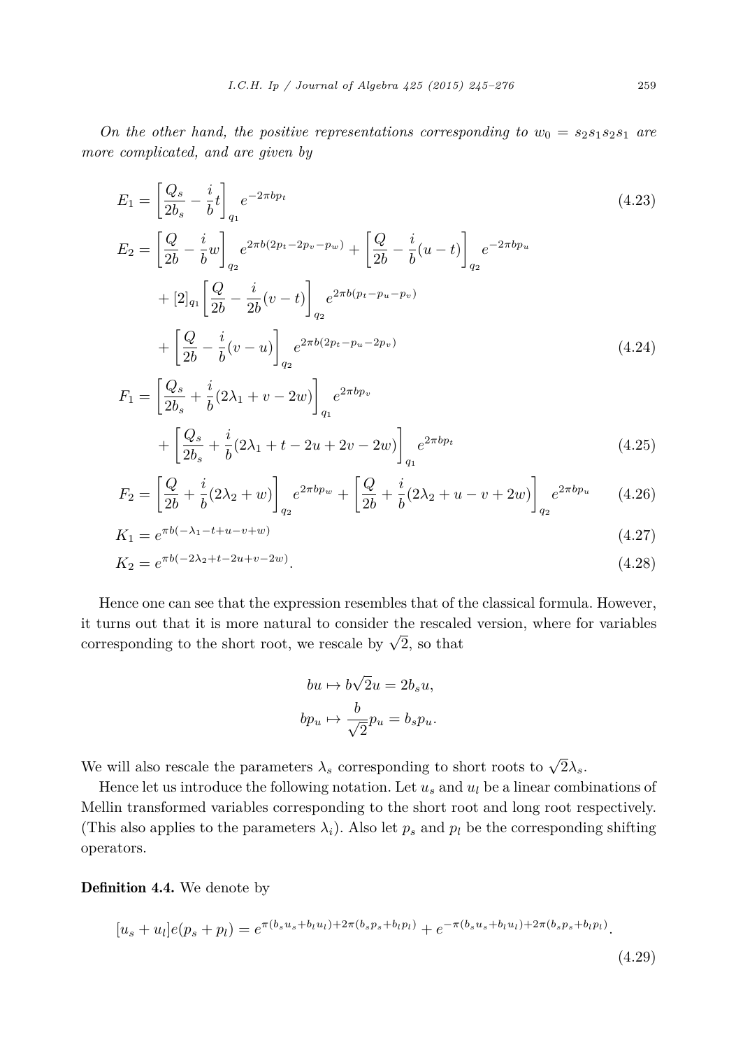*On the other hand, the positive representations corresponding to $w_0 = s_2s_1s_2s_1$ are more complicated, and are given by*

$$E_1 = \left[\frac{Q_s}{2b_s} - \frac{i}{b}t\right]_{q_1} e^{-2\pi b p_t} \tag{4.23}$$

$$\begin{aligned}
E_2 = {} & \left[\frac{Q}{2b} - \frac{i}{b}w\right]_{q_2} e^{2\pi b(2p_t - 2p_v - p_w)} + \left[\frac{Q}{2b} - \frac{i}{b}(u-t)\right]_{q_2} e^{-2\pi b p_u} \\
& + [2]_{q_1}\left[\frac{Q}{2b} - \frac{i}{2b}(v-t)\right]_{q_2} e^{2\pi b(p_t - p_u - p_v)} \\
& + \left[\frac{Q}{2b} - \frac{i}{b}(v-u)\right]_{q_2} e^{2\pi b(2p_t - p_u - 2p_v)}
\end{aligned} \tag{4.24}$$

$$\begin{aligned}
F_1 = {} & \left[\frac{Q_s}{2b_s} + \frac{i}{b}(2\lambda_1 + v - 2w)\right]_{q_1} e^{2\pi b p_v} \\
& + \left[\frac{Q_s}{2b_s} + \frac{i}{b}(2\lambda_1 + t - 2u + 2v - 2w)\right]_{q_1} e^{2\pi b p_t}
\end{aligned} \tag{4.25}$$

$$F_2 = \left[\frac{Q}{2b} + \frac{i}{b}(2\lambda_2 + w)\right]_{q_2} e^{2\pi b p_w} + \left[\frac{Q}{2b} + \frac{i}{b}(2\lambda_2 + u - v + 2w)\right]_{q_2} e^{2\pi b p_u} \tag{4.26}$$

$$K_1 = e^{\pi b(-\lambda_1 - t + u - v + w)} \tag{4.27}$$

$$K_2 = e^{\pi b(-2\lambda_2 + t - 2u + v - 2w)}. \tag{4.28}$$

Hence one can see that the expression resembles that of the classical formula. However, it turns out that it is more natural to consider the rescaled version, where for variables corresponding to the short root, we rescale by $\sqrt{2}$, so that

$$bu \mapsto b\sqrt{2}u = 2b_s u,$$

$$bp_u \mapsto \frac{b}{\sqrt{2}}p_u = b_s p_u.$$

We will also rescale the parameters $\lambda_s$ corresponding to short roots to $\sqrt{2}\lambda_s$.

Hence let us introduce the following notation. Let $u_s$ and $u_l$ be a linear combinations of Mellin transformed variables corresponding to the short root and long root respectively. (This also applies to the parameters $\lambda_i$). Also let $p_s$ and $p_l$ be the corresponding shifting operators.

**Definition 4.4.** We denote by

$$[u_s + u_l]e(p_s + p_l) = e^{\pi(b_s u_s + b_l u_l) + 2\pi(b_s p_s + b_l p_l)} + e^{-\pi(b_s u_s + b_l u_l) + 2\pi(b_s p_s + b_l p_l)}. \tag{4.29}$$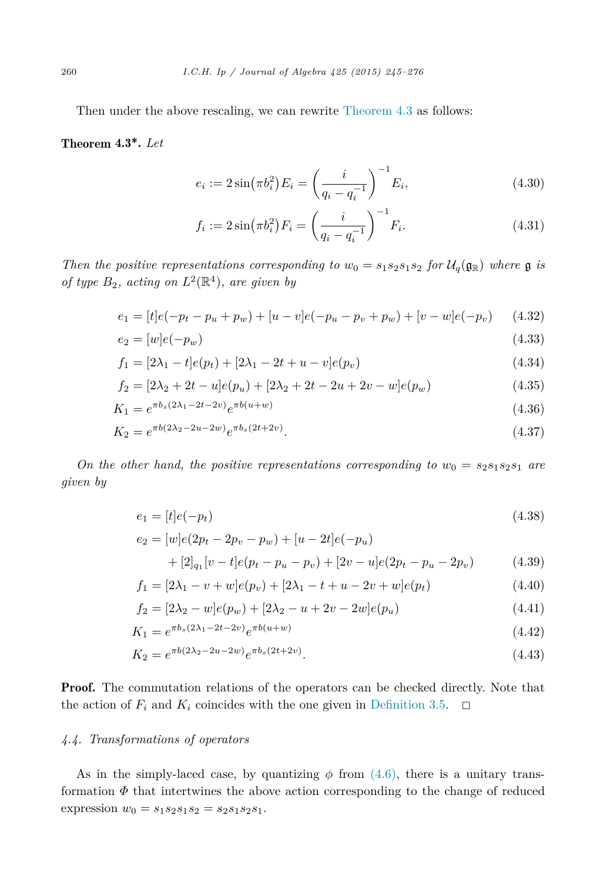Then under the above rescaling, we can rewrite Theorem 4.3 as follows:

**Theorem 4.3\*.** *Let*

$$e_i := 2\sin\left(\pi b_i^2\right) E_i = \left(\frac{i}{q_i - q_i^{-1}}\right)^{-1} E_i, \tag{4.30}$$

$$f_i := 2\sin\left(\pi b_i^2\right) F_i = \left(\frac{i}{q_i - q_i^{-1}}\right)^{-1} F_i. \tag{4.31}$$

*Then the positive representations corresponding to $w_0 = s_1 s_2 s_1 s_2$ for $\mathcal{U}_q(\mathfrak{g}_\mathbb{R})$ where $\mathfrak{g}$ is of type $B_2$, acting on $L^2(\mathbb{R}^4)$, are given by*

$$e_1 = [t]e(-p_t - p_u + p_w) + [u - v]e(-p_u - p_v + p_w) + [v - w]e(-p_v) \tag{4.32}$$

$$e_2 = [w]e(-p_w) \tag{4.33}$$

$$f_1 = [2\lambda_1 - t]e(p_t) + [2\lambda_1 - 2t + u - v]e(p_v) \tag{4.34}$$

$$f_2 = [2\lambda_2 + 2t - u]e(p_u) + [2\lambda_2 + 2t - 2u + 2v - w]e(p_w) \tag{4.35}$$

$$K_1 = e^{\pi b_s(2\lambda_1 - 2t - 2v)} e^{\pi b(u+w)} \tag{4.36}$$

$$K_2 = e^{\pi b(2\lambda_2 - 2u - 2w)} e^{\pi b_s(2t+2v)}. \tag{4.37}$$

*On the other hand, the positive representations corresponding to $w_0 = s_2 s_1 s_2 s_1$ are given by*

$$e_1 = [t]e(-p_t) \tag{4.38}$$

$$\begin{aligned} e_2 = {} & [w]e(2p_t - 2p_v - p_w) + [u - 2t]e(-p_u) \\ & + [2]_{q_1}[v - t]e(p_t - p_u - p_v) + [2v - u]e(2p_t - p_u - 2p_v) \end{aligned} \tag{4.39}$$

$$f_1 = [2\lambda_1 - v + w]e(p_v) + [2\lambda_1 - t + u - 2v + w]e(p_t) \tag{4.40}$$

$$f_2 = [2\lambda_2 - w]e(p_w) + [2\lambda_2 - u + 2v - 2w]e(p_u) \tag{4.41}$$

$$K_1 = e^{\pi b_s(2\lambda_1 - 2t - 2v)} e^{\pi b(u+w)} \tag{4.42}$$

$$K_2 = e^{\pi b(2\lambda_2 - 2u - 2w)} e^{\pi b_s(2t+2v)}. \tag{4.43}$$

**Proof.** The commutation relations of the operators can be checked directly. Note that the action of $F_i$ and $K_i$ coincides with the one given in Definition 3.5. $\square$

### *4.4. Transformations of operators*

As in the simply-laced case, by quantizing $\phi$ from (4.6), there is a unitary transformation $\Phi$ that intertwines the above action corresponding to the change of reduced expression $w_0 = s_1 s_2 s_1 s_2 = s_2 s_1 s_2 s_1$.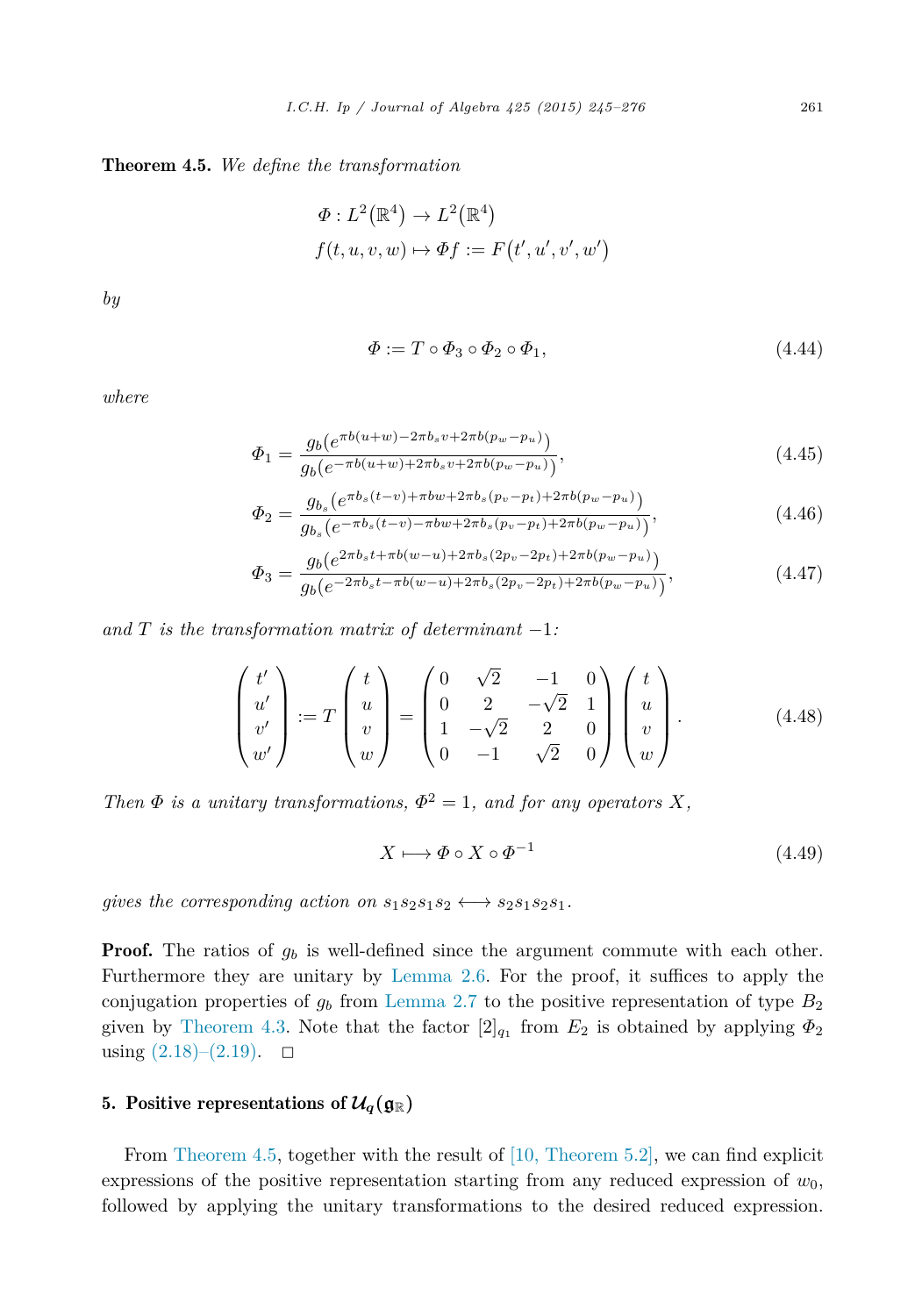**Theorem 4.5.** *We define the transformation*

$$\Phi : L^2(\mathbb{R}^4) \to L^2(\mathbb{R}^4)$$
$$f(t,u,v,w) \mapsto \Phi f := F(t',u',v',w')$$

*by*

$$\Phi := T \circ \Phi_3 \circ \Phi_2 \circ \Phi_1, \tag{4.44}$$

*where*

$$\Phi_1 = \frac{g_b(e^{\pi b(u+w)-2\pi b_s v+2\pi b(p_w-p_u)})}{g_b(e^{-\pi b(u+w)+2\pi b_s v+2\pi b(p_w-p_u)})}, \tag{4.45}$$

$$\Phi_2 = \frac{g_{b_s}(e^{\pi b_s(t-v)+\pi b w+2\pi b_s(p_v-p_t)+2\pi b(p_w-p_u)})}{g_{b_s}(e^{-\pi b_s(t-v)-\pi b w+2\pi b_s(p_v-p_t)+2\pi b(p_w-p_u)})}, \tag{4.46}$$

$$\Phi_3 = \frac{g_b(e^{2\pi b_s t+\pi b(w-u)+2\pi b_s(2p_v-2p_t)+2\pi b(p_w-p_u)})}{g_b(e^{-2\pi b_s t-\pi b(w-u)+2\pi b_s(2p_v-2p_t)+2\pi b(p_w-p_u)})}, \tag{4.47}$$

*and $T$ is the transformation matrix of determinant $-1$:*

$$\begin{pmatrix} t' \\ u' \\ v' \\ w' \end{pmatrix} := T \begin{pmatrix} t \\ u \\ v \\ w \end{pmatrix} = \begin{pmatrix} 0 & \sqrt{2} & -1 & 0 \\ 0 & 2 & -\sqrt{2} & 1 \\ 1 & -\sqrt{2} & 2 & 0 \\ 0 & -1 & \sqrt{2} & 0 \end{pmatrix} \begin{pmatrix} t \\ u \\ v \\ w \end{pmatrix}. \tag{4.48}$$

*Then $\Phi$ is a unitary transformations, $\Phi^2 = 1$, and for any operators $X$,*

$$X \longmapsto \Phi \circ X \circ \Phi^{-1} \tag{4.49}$$

*gives the corresponding action on $s_1 s_2 s_1 s_2 \longleftrightarrow s_2 s_1 s_2 s_1$.*

**Proof.** The ratios of $g_b$ is well-defined since the argument commute with each other. Furthermore they are unitary by Lemma 2.6. For the proof, it suffices to apply the conjugation properties of $g_b$ from Lemma 2.7 to the positive representation of type $B_2$ given by Theorem 4.3. Note that the factor $[2]_{q_1}$ from $E_2$ is obtained by applying $\Phi_2$ using (2.18)–(2.19). $\square$

## 5. Positive representations of $\mathcal{U}_q(\mathfrak{g}_\mathbb{R})$

From Theorem 4.5, together with the result of [10, Theorem 5.2], we can find explicit expressions of the positive representation starting from any reduced expression of $w_0$, followed by applying the unitary transformations to the desired reduced expression.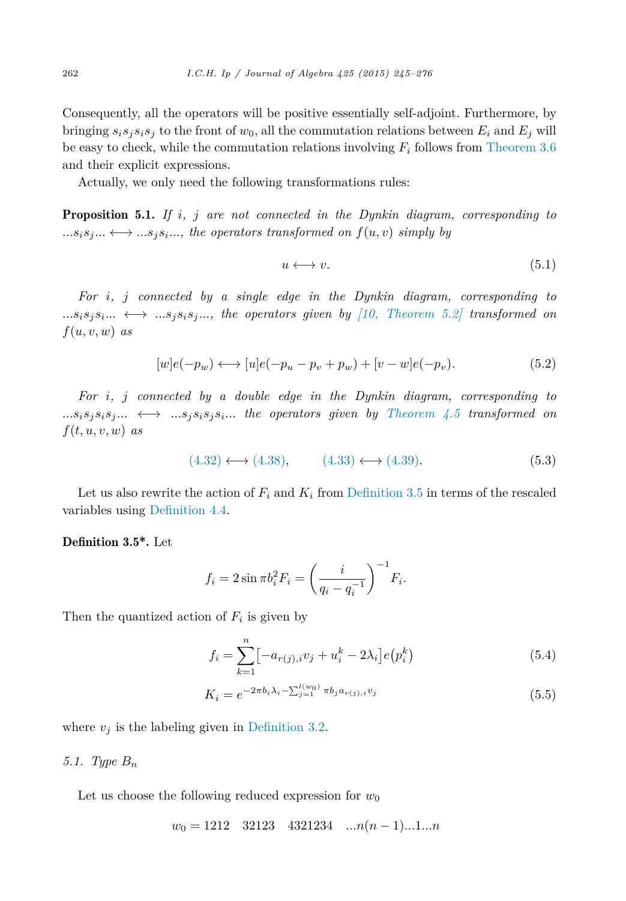Consequently, all the operators will be positive essentially self-adjoint. Furthermore, by bringing $s_is_js_is_j$ to the front of $w_0$, all the commutation relations between $E_i$ and $E_j$ will be easy to check, while the commutation relations involving $F_i$ follows from Theorem 3.6 and their explicit expressions.

Actually, we only need the following transformations rules:

**Proposition 5.1.** *If $i$, $j$ are not connected in the Dynkin diagram, corresponding to $...s_is_j... \longleftrightarrow ...s_js_i...$, the operators transformed on $f(u,v)$ simply by*

$$u \longleftrightarrow v. \tag{5.1}$$

*For $i$, $j$ connected by a single edge in the Dynkin diagram, corresponding to $...s_is_js_i... \longleftrightarrow ...s_js_is_j...$, the operators given by [10, Theorem 5.2] transformed on $f(u,v,w)$ as*

$$[w]e(-p_w) \longleftrightarrow [u]e(-p_u - p_v + p_w) + [v-w]e(-p_v). \tag{5.2}$$

*For $i$, $j$ connected by a double edge in the Dynkin diagram, corresponding to $...s_is_js_is_j... \longleftrightarrow ...s_js_is_js_i...$ the operators given by Theorem 4.5 transformed on $f(t,u,v,w)$ as*

$$(4.32) \longleftrightarrow (4.38), \qquad (4.33) \longleftrightarrow (4.39). \tag{5.3}$$

Let us also rewrite the action of $F_i$ and $K_i$ from Definition 3.5 in terms of the rescaled variables using Definition 4.4.

**Definition 3.5\*.** Let

$$f_i = 2\sin \pi b_i^2 F_i = \left(\frac{i}{q_i - q_i^{-1}}\right)^{-1} F_i.$$

Then the quantized action of $F_i$ is given by

$$f_i = \sum_{k=1}^{n} \left[-a_{r(j),i}v_j + u_i^k - 2\lambda_i\right] e\left(p_i^k\right) \tag{5.4}$$

$$K_i = e^{-2\pi b_i \lambda_i - \sum_{j=1}^{l(w_0)} \pi b_j a_{r(j),i} v_j} \tag{5.5}$$

where $v_j$ is the labeling given in Definition 3.2.

### 5.1. Type $B_n$

Let us choose the following reduced expression for $w_0$

$$w_0 = 1212 \quad 32123 \quad 4321234 \quad ...n(n-1)...1...n$$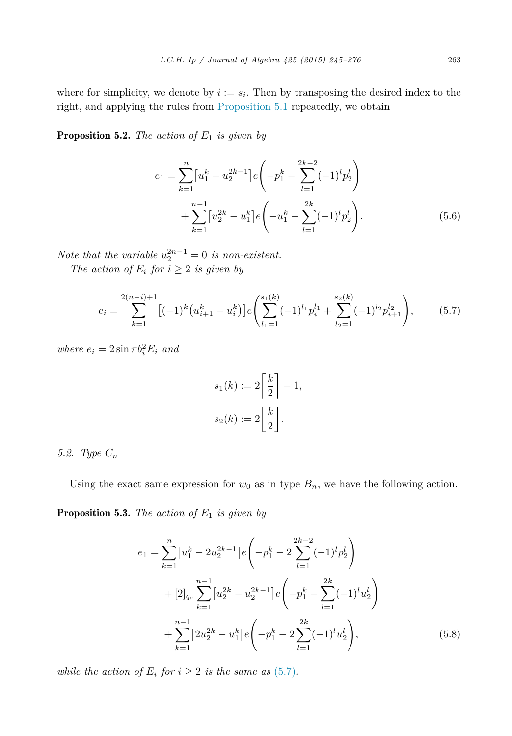where for simplicity, we denote by $i := s_i$. Then by transposing the desired index to the right, and applying the rules from Proposition 5.1 repeatedly, we obtain

**Proposition 5.2.** *The action of $E_1$ is given by*

$$
\begin{aligned}
e_1 = &\sum_{k=1}^{n} \left[u_1^k - u_2^{2k-1}\right] e\left(-p_1^k - \sum_{l=1}^{2k-2} (-1)^l p_2^l\right) \\
&+ \sum_{k=1}^{n-1} \left[u_2^{2k} - u_1^k\right] e\left(-u_1^k - \sum_{l=1}^{2k} (-1)^l p_2^l\right).
\end{aligned}
\tag{5.6}
$$

*Note that the variable $u_2^{2n-1} = 0$ is non-existent.*

*The action of $E_i$ for $i \geq 2$ is given by*

$$
e_i = \sum_{k=1}^{2(n-i)+1} \left[(-1)^k \left(u_{i+1}^k - u_i^k\right)\right] e\left(\sum_{l_1=1}^{s_1(k)} (-1)^{l_1} p_i^{l_1} + \sum_{l_2=1}^{s_2(k)} (-1)^{l_2} p_{i+1}^{l_2}\right),
\tag{5.7}
$$

*where $e_i = 2 \sin \pi b_i^2 E_i$ and*

$$
s_1(k) := 2\left\lceil \frac{k}{2} \right\rceil - 1,
$$

$$
s_2(k) := 2\left\lfloor \frac{k}{2} \right\rfloor.
$$

### 5.2. Type $C_n$

Using the exact same expression for $w_0$ as in type $B_n$, we have the following action.

**Proposition 5.3.** *The action of $E_1$ is given by*

$$
\begin{aligned}
e_1 = &\sum_{k=1}^{n} \left[u_1^k - 2u_2^{2k-1}\right] e\left(-p_1^k - 2\sum_{l=1}^{2k-2} (-1)^l p_2^l\right) \\
&+ [2]_{q_s} \sum_{k=1}^{n-1} \left[u_2^{2k} - u_2^{2k-1}\right] e\left(-p_1^k - \sum_{l=1}^{2k} (-1)^l u_2^l\right) \\
&+ \sum_{k=1}^{n-1} \left[2u_2^{2k} - u_1^k\right] e\left(-p_1^k - 2\sum_{l=1}^{2k} (-1)^l u_2^l\right),
\end{aligned}
\tag{5.8}
$$

*while the action of $E_i$ for $i \geq 2$ is the same as (5.7).*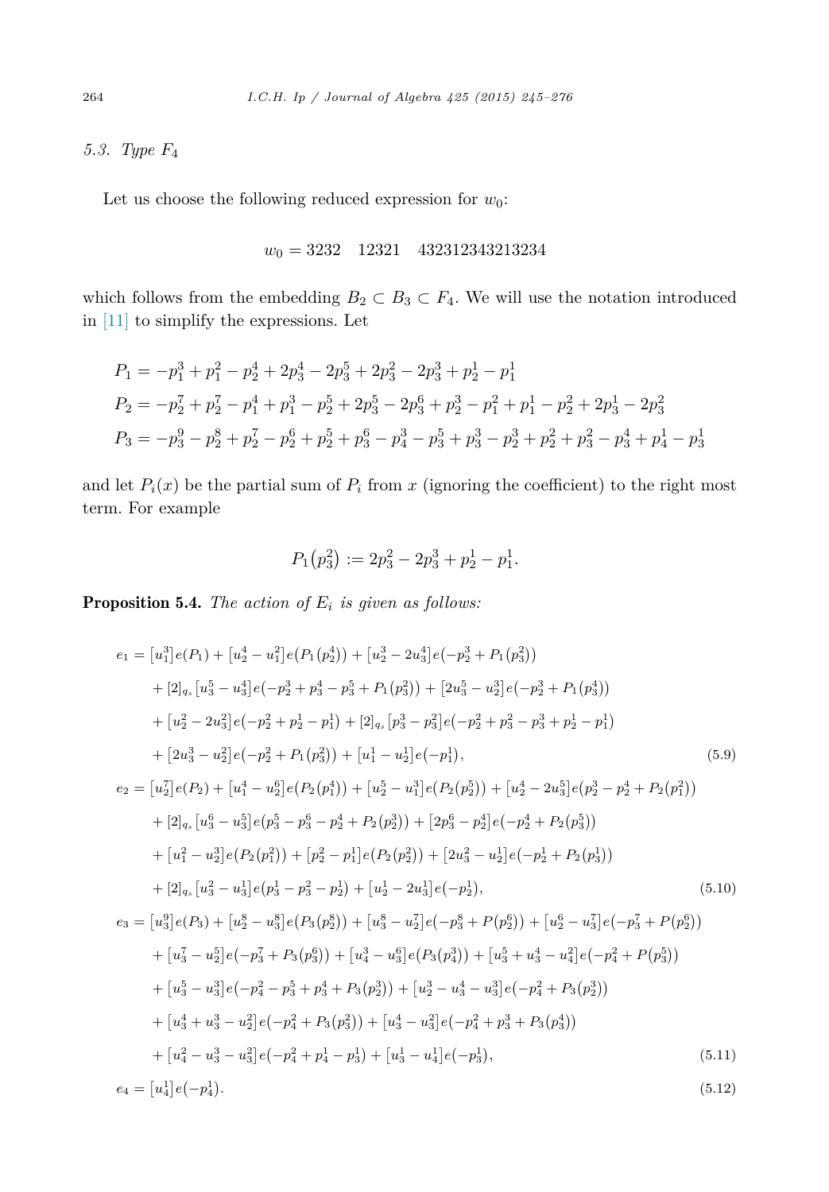### 5.3. Type $F_4$

Let us choose the following reduced expression for $w_0$:

$$w_0 = 3232 \quad 12321 \quad 432312343213234$$

which follows from the embedding $B_2 \subset B_3 \subset F_4$. We will use the notation introduced in [11] to simplify the expressions. Let

$$P_1 = -p_1^3 + p_1^2 - p_2^4 + 2p_3^4 - 2p_3^5 + 2p_2^2 - 2p_3^3 + p_2^1 - p_1^1$$

$$P_2 = -p_2^7 + p_2^7 - p_1^4 + p_1^3 - p_2^5 + 2p_3^5 - 2p_3^6 + p_2^3 - p_1^2 + p_1^1 - p_2^2 + 2p_3^1 - 2p_3^2$$

$$P_3 = -p_3^9 - p_2^8 + p_2^7 - p_2^6 + p_2^5 + p_3^6 - p_4^3 - p_3^5 + p_3^3 - p_2^3 + p_2^2 + p_3^2 - p_3^4 + p_4^1 - p_3^1$$

and let $P_i(x)$ be the partial sum of $P_i$ from $x$ (ignoring the coefficient) to the right most term. For example

$$P_1(p_3^2) := 2p_3^2 - 2p_3^3 + p_2^1 - p_1^1.$$

**Proposition 5.4.** *The action of $E_i$ is given as follows:*

$$\begin{aligned}
e_1 &= [u_1^3]e(P_1) + [u_2^4 - u_1^2]e(P_1(p_2^4)) + [u_2^3 - 2u_3^4]e(-p_2^3 + P_1(p_3^2)) \\
&\quad + [2]_{q_s}[u_3^5 - u_3^4]e(-p_2^3 + p_3^4 - p_3^5 + P_1(p_2^2)) + [2u_3^5 - u_2^3]e(-p_2^3 + P_1(p_3^4)) \\
&\quad + [u_2^2 - 2u_3^2]e(-p_2^2 + p_2^1 - p_1^1) + [2]_{q_s}[p_3^3 - p_3^2]e(-p_2^2 + p_3^2 - p_3^3 + p_2^1 - p_1^1) \\
&\quad + [2u_3^3 - u_2^2]e(-p_2^2 + P_1(p_2^2)) + [u_1^1 - u_2^1]e(-p_1^1),
\end{aligned} \tag{5.9}$$

$$\begin{aligned}
e_2 &= [u_2^7]e(P_2) + [u_1^4 - u_2^6]e(P_2(p_1^4)) + [u_2^5 - u_1^3]e(P_2(p_2^5)) + [u_2^4 - 2u_3^5]e(p_2^3 - p_2^4 + P_2(p_1^2)) \\
&\quad + [2]_{q_s}[u_3^6 - u_3^5]e(p_3^5 - p_3^6 - p_2^4 + P_2(p_2^3)) + [2p_3^6 - p_2^4]e(-p_2^4 + P_2(p_3^5)) \\
&\quad + [u_1^2 - u_2^3]e(P_2(p_1^2)) + [p_2^2 - p_1^1]e(P_2(p_2^2)) + [2u_3^2 - u_2^1]e(-p_2^1 + P_2(p_3^1)) \\
&\quad + [2]_{q_s}[u_3^2 - u_3^1]e(p_3^1 - p_3^2 - p_2^1) + [u_2^1 - 2u_3^1]e(-p_2^1),
\end{aligned} \tag{5.10}$$

$$\begin{aligned}
e_3 &= [u_3^9]e(P_3) + [u_2^8 - u_3^8]e(P_3(p_2^8)) + [u_3^8 - u_2^7]e(-p_3^8 + P(p_2^6)) + [u_2^6 - u_3^7]e(-p_3^7 + P(p_2^6)) \\
&\quad + [u_3^7 - u_2^5]e(-p_3^7 + P_3(p_3^6)) + [u_4^3 - u_3^6]e(P_3(p_4^3)) + [u_3^5 + u_3^4 - u_4^2]e(-p_4^2 + P(p_3^5)) \\
&\quad + [u_3^5 - u_3^3]e(-p_4^2 - p_3^5 + p_3^4 + P_3(p_2^3)) + [u_2^3 - u_3^4 - u_3^3]e(-p_4^2 + P_3(p_2^3)) \\
&\quad + [u_3^4 + u_3^3 - u_2^2]e(-p_4^2 + P_3(p_3^2)) + [u_3^4 - u_3^2]e(-p_4^2 + p_3^3 + P_3(p_3^4)) \\
&\quad + [u_4^2 - u_3^3 - u_3^2]e(-p_4^2 + p_4^1 - p_3^1) + [u_3^1 - u_4^1]e(-p_3^1),
\end{aligned} \tag{5.11}$$

$$e_4 = [u_4^1]e(-p_4^1). \tag{5.12}$$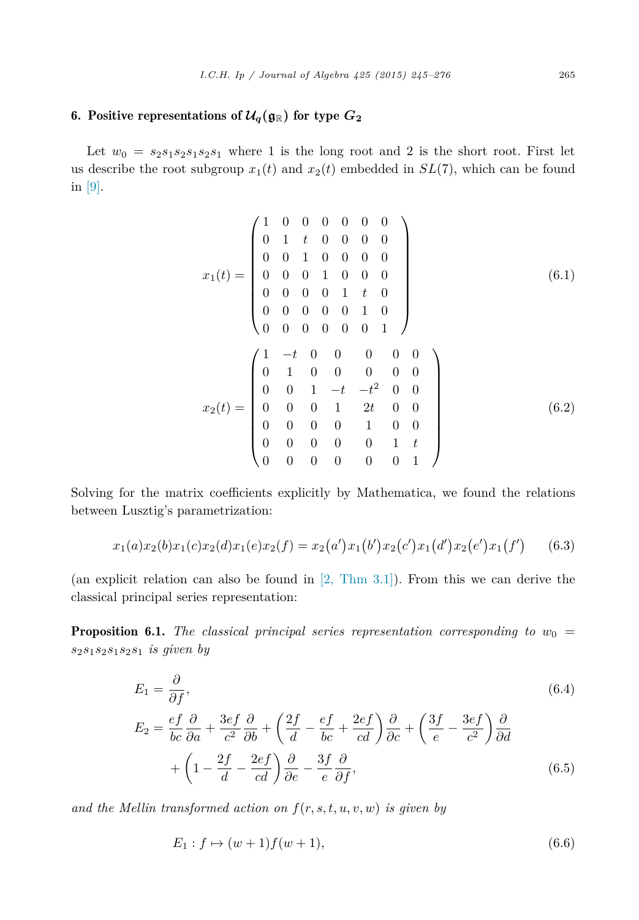## 6. Positive representations of $\mathcal{U}_q(\mathfrak{g}_{\mathbb{R}})$ for type $G_2$

Let $w_0 = s_2s_1s_2s_1s_2s_1$ where 1 is the long root and 2 is the short root. First let us describe the root subgroup $x_1(t)$ and $x_2(t)$ embedded in $SL(7)$, which can be found in [9].

$$x_1(t) = \begin{pmatrix} 1 & 0 & 0 & 0 & 0 & 0 & 0 \\ 0 & 1 & t & 0 & 0 & 0 & 0 \\ 0 & 0 & 1 & 0 & 0 & 0 & 0 \\ 0 & 0 & 0 & 1 & 0 & 0 & 0 \\ 0 & 0 & 0 & 0 & 1 & t & 0 \\ 0 & 0 & 0 & 0 & 0 & 1 & 0 \\ 0 & 0 & 0 & 0 & 0 & 0 & 1 \end{pmatrix} \tag{6.1}$$

$$x_2(t) = \begin{pmatrix} 1 & -t & 0 & 0 & 0 & 0 & 0 \\ 0 & 1 & 0 & 0 & 0 & 0 & 0 \\ 0 & 0 & 1 & -t & -t^2 & 0 & 0 \\ 0 & 0 & 0 & 1 & 2t & 0 & 0 \\ 0 & 0 & 0 & 0 & 1 & 0 & 0 \\ 0 & 0 & 0 & 0 & 0 & 1 & t \\ 0 & 0 & 0 & 0 & 0 & 0 & 1 \end{pmatrix} \tag{6.2}$$

Solving for the matrix coefficients explicitly by Mathematica, we found the relations between Lusztig's parametrization:

$$x_1(a)x_2(b)x_1(c)x_2(d)x_1(e)x_2(f) = x_2(a')x_1(b')x_2(c')x_1(d')x_2(e')x_1(f') \tag{6.3}$$

(an explicit relation can also be found in [2, Thm 3.1]). From this we can derive the classical principal series representation:

**Proposition 6.1.** *The classical principal series representation corresponding to $w_0 = s_2s_1s_2s_1s_2s_1$ is given by*

$$E_1 = \frac{\partial}{\partial f}, \tag{6.4}$$

$$E_2 = \frac{ef}{bc}\frac{\partial}{\partial a} + \frac{3ef}{c^2}\frac{\partial}{\partial b} + \left(\frac{2f}{d} - \frac{ef}{bc} + \frac{2ef}{cd}\right)\frac{\partial}{\partial c} + \left(\frac{3f}{e} - \frac{3ef}{c^2}\right)\frac{\partial}{\partial d}$$
$$+ \left(1 - \frac{2f}{d} - \frac{2ef}{cd}\right)\frac{\partial}{\partial e} - \frac{3f}{e}\frac{\partial}{\partial f}, \tag{6.5}$$

*and the Mellin transformed action on $f(r, s, t, u, v, w)$ is given by*

$$E_1 : f \mapsto (w + 1)f(w + 1), \tag{6.6}$$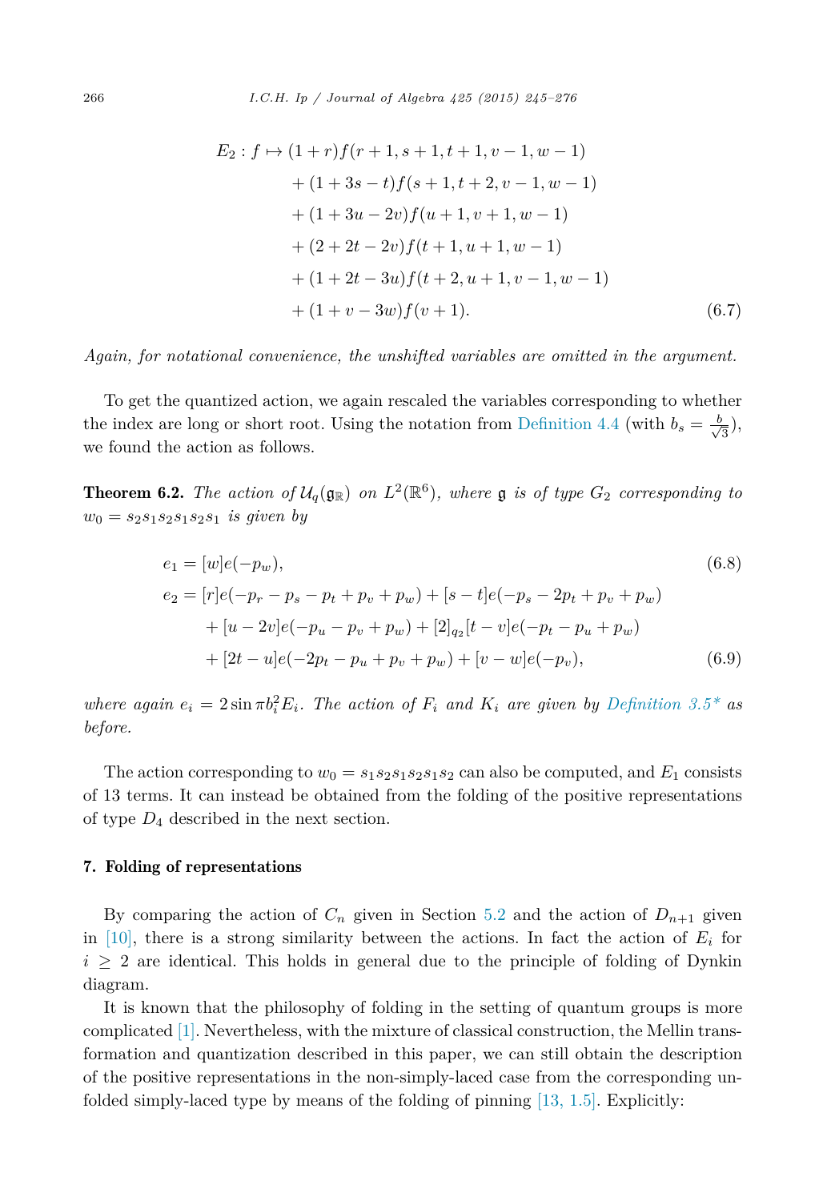$$
\begin{aligned}
E_2 : f \mapsto\ & (1+r)f(r+1, s+1, t+1, v-1, w-1) \\
&+ (1+3s-t)f(s+1, t+2, v-1, w-1) \\
&+ (1+3u-2v)f(u+1, v+1, w-1) \\
&+ (2+2t-2v)f(t+1, u+1, w-1) \\
&+ (1+2t-3u)f(t+2, u+1, v-1, w-1) \\
&+ (1+v-3w)f(v+1). \qquad (6.7)
\end{aligned}
$$

*Again, for notational convenience, the unshifted variables are omitted in the argument.*

To get the quantized action, we again rescaled the variables corresponding to whether the index are long or short root. Using the notation from Definition 4.4 (with $b_s = \frac{b}{\sqrt{3}}$), we found the action as follows.

**Theorem 6.2.** *The action of $\mathcal{U}_q(\mathfrak{g}_\mathbb{R})$ on $L^2(\mathbb{R}^6)$, where $\mathfrak{g}$ is of type $G_2$ corresponding to $w_0 = s_2 s_1 s_2 s_1 s_2 s_1$ is given by*

$$
e_1 = [w]e(-p_w), \qquad (6.8)
$$

$$
\begin{aligned}
e_2 =\ & [r]e(-p_r - p_s - p_t + p_v + p_w) + [s-t]e(-p_s - 2p_t + p_v + p_w) \\
&+ [u-2v]e(-p_u - p_v + p_w) + [2]_{q_2}[t-v]e(-p_t - p_u + p_w) \\
&+ [2t-u]e(-2p_t - p_u + p_v + p_w) + [v-w]e(-p_v), \qquad (6.9)
\end{aligned}
$$

*where again $e_i = 2\sin \pi b_i^2 E_i$. The action of $F_i$ and $K_i$ are given by Definition 3.5\* as before.*

The action corresponding to $w_0 = s_1 s_2 s_1 s_2 s_1 s_2$ can also be computed, and $E_1$ consists of 13 terms. It can instead be obtained from the folding of the positive representations of type $D_4$ described in the next section.

## 7. Folding of representations

By comparing the action of $C_n$ given in Section 5.2 and the action of $D_{n+1}$ given in [10], there is a strong similarity between the actions. In fact the action of $E_i$ for $i \geq 2$ are identical. This holds in general due to the principle of folding of Dynkin diagram.

It is known that the philosophy of folding in the setting of quantum groups is more complicated [1]. Nevertheless, with the mixture of classical construction, the Mellin transformation and quantization described in this paper, we can still obtain the description of the positive representations in the non-simply-laced case from the corresponding unfolded simply-laced type by means of the folding of pinning [13, 1.5]. Explicitly: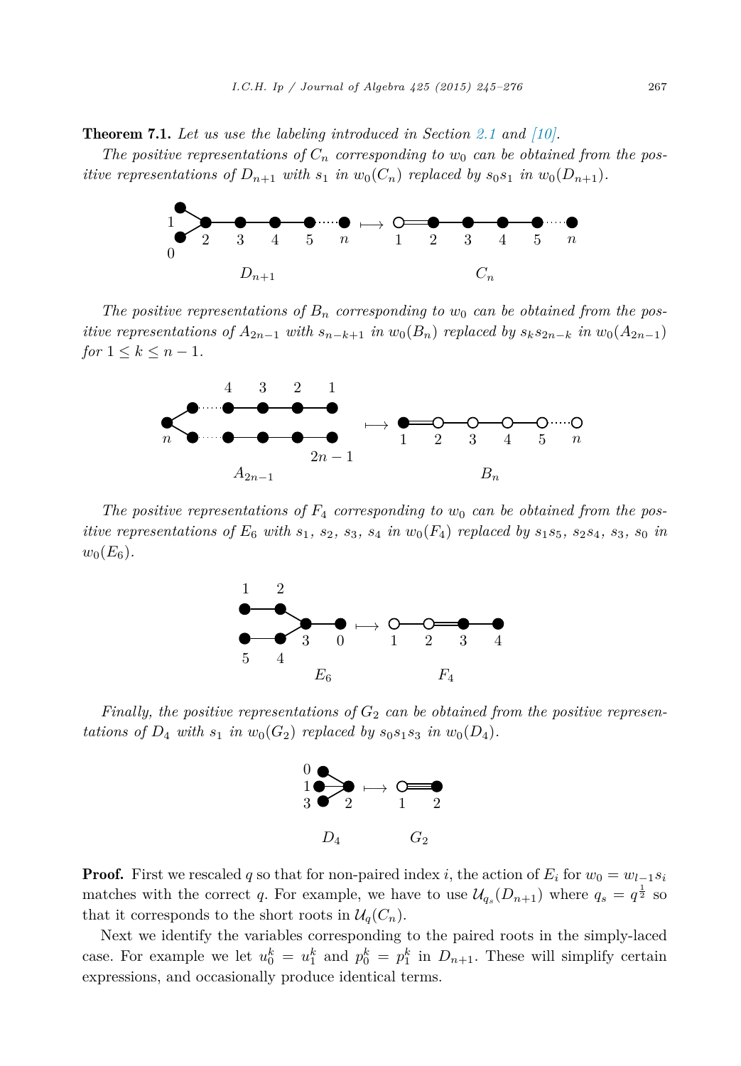**Theorem 7.1.** *Let us use the labeling introduced in Section 2.1 and [10].*

*The positive representations of $C_n$ corresponding to $w_0$ can be obtained from the positive representations of $D_{n+1}$ with $s_1$ in $w_0(C_n)$ replaced by $s_0s_1$ in $w_0(D_{n+1})$.*

*The positive representations of $B_n$ corresponding to $w_0$ can be obtained from the positive representations of $A_{2n-1}$ with $s_{n-k+1}$ in $w_0(B_n)$ replaced by $s_ks_{2n-k}$ in $w_0(A_{2n-1})$ for $1 \leq k \leq n-1$.*

*The positive representations of $F_4$ corresponding to $w_0$ can be obtained from the positive representations of $E_6$ with $s_1$, $s_2$, $s_3$, $s_4$ in $w_0(F_4)$ replaced by $s_1s_5$, $s_2s_4$, $s_3$, $s_0$ in $w_0(E_6)$.*

*Finally, the positive representations of $G_2$ can be obtained from the positive representations of $D_4$ with $s_1$ in $w_0(G_2)$ replaced by $s_0s_1s_3$ in $w_0(D_4)$.*

**Proof.** First we rescaled $q$ so that for non-paired index $i$, the action of $E_i$ for $w_0 = w_{l-1}s_i$ matches with the correct $q$. For example, we have to use $\mathcal{U}_{q_s}(D_{n+1})$ where $q_s = q^{\frac{1}{2}}$ so that it corresponds to the short roots in $\mathcal{U}_q(C_n)$.

Next we identify the variables corresponding to the paired roots in the simply-laced case. For example we let $u_0^k = u_1^k$ and $p_0^k = p_1^k$ in $D_{n+1}$. These will simplify certain expressions, and occasionally produce identical terms.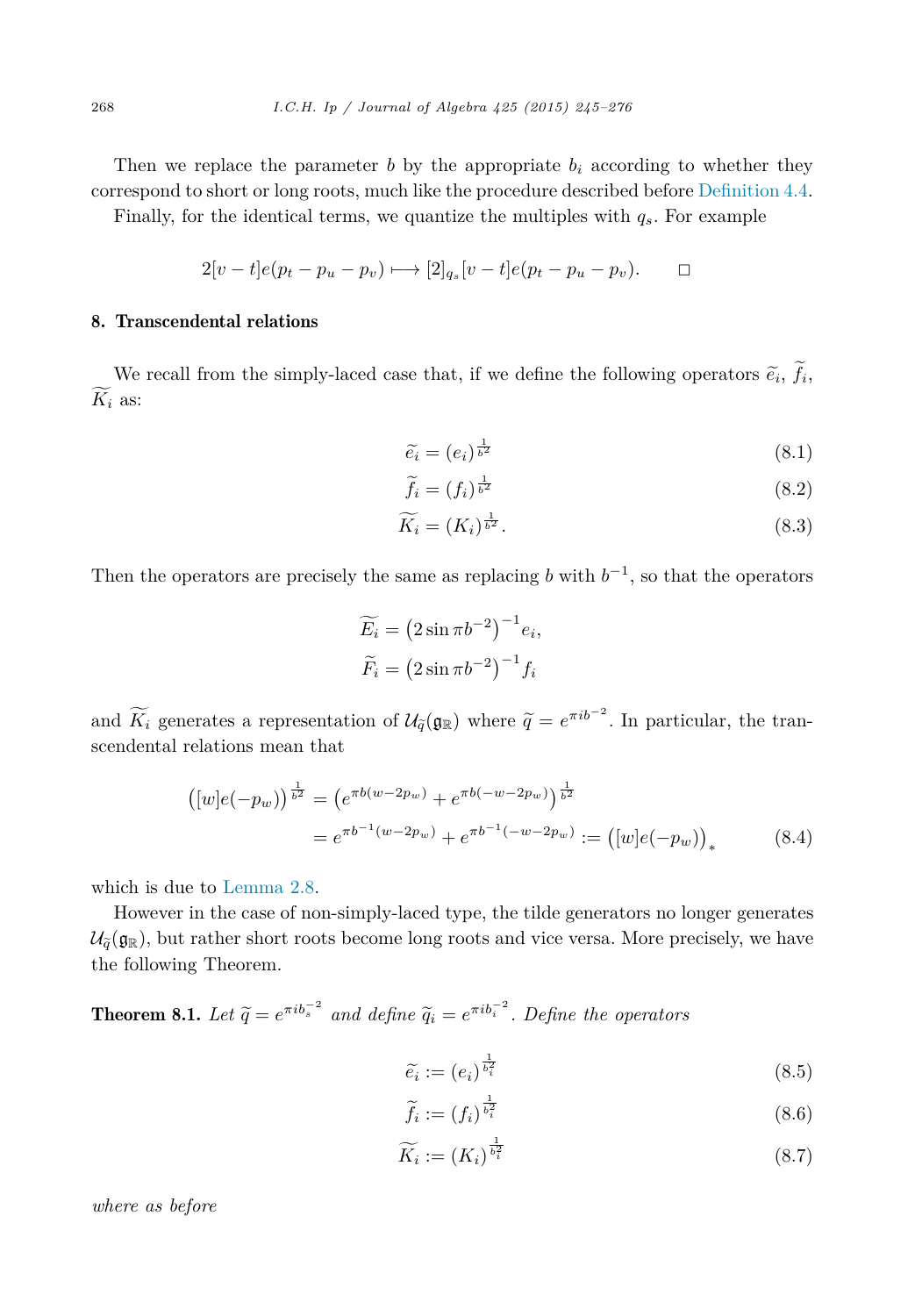Then we replace the parameter $b$ by the appropriate $b_i$ according to whether they correspond to short or long roots, much like the procedure described before Definition 4.4.

Finally, for the identical terms, we quantize the multiples with $q_s$. For example

$$2[v-t]e(p_t - p_u - p_v) \longmapsto [2]_{q_s}[v-t]e(p_t - p_u - p_v). \qquad \square$$

## 8. Transcendental relations

We recall from the simply-laced case that, if we define the following operators $\widetilde{e_i}$, $\widetilde{f_i}$, $\widetilde{K_i}$ as:

$$\widetilde{e_i} = (e_i)^{\frac{1}{b^2}} \tag{8.1}$$

$$\widetilde{f_i} = (f_i)^{\frac{1}{b^2}} \tag{8.2}$$

$$\widetilde{K_i} = (K_i)^{\frac{1}{b^2}}. \tag{8.3}$$

Then the operators are precisely the same as replacing $b$ with $b^{-1}$, so that the operators

$$\widetilde{E_i} = \left(2\sin \pi b^{-2}\right)^{-1} e_i,$$

$$\widetilde{F_i} = \left(2\sin \pi b^{-2}\right)^{-1} f_i$$

and $\widetilde{K_i}$ generates a representation of $\mathcal{U}_{\widetilde{q}}(\mathfrak{g}_{\mathbb{R}})$ where $\widetilde{q} = e^{\pi i b^{-2}}$. In particular, the transcendental relations mean that

$$\begin{aligned}\left([w]e(-p_w)\right)^{\frac{1}{b^2}} &= \left(e^{\pi b(w-2p_w)} + e^{\pi b(-w-2p_w)}\right)^{\frac{1}{b^2}} \\ &= e^{\pi b^{-1}(w-2p_w)} + e^{\pi b^{-1}(-w-2p_w)} := \left([w]e(-p_w)\right)_* \end{aligned} \tag{8.4}$$

which is due to Lemma 2.8.

However in the case of non-simply-laced type, the tilde generators no longer generates $\mathcal{U}_{\widetilde{q}}(\mathfrak{g}_{\mathbb{R}})$, but rather short roots become long roots and vice versa. More precisely, we have the following Theorem.

**Theorem 8.1.** *Let $\widetilde{q} = e^{\pi i b_s^{-2}}$ and define $\widetilde{q}_i = e^{\pi i b_i^{-2}}$. Define the operators*

$$\widetilde{e_i} := (e_i)^{\frac{1}{b_i^2}} \tag{8.5}$$

$$\widetilde{f_i} := (f_i)^{\frac{1}{b_i^2}} \tag{8.6}$$

$$\widetilde{K_i} := (K_i)^{\frac{1}{b_i^2}} \tag{8.7}$$

*where as before*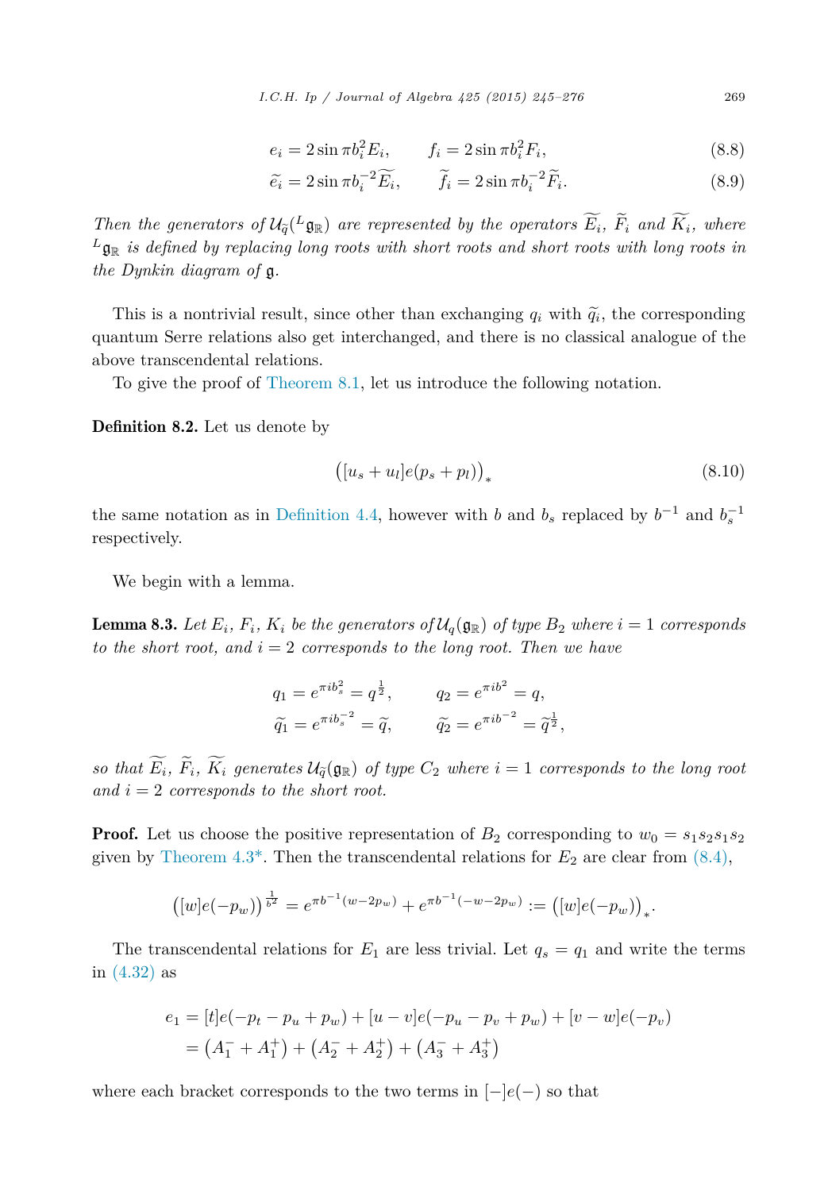$$e_i = 2\sin\pi b_i^2 E_i, \qquad f_i = 2\sin\pi b_i^2 F_i, \tag{8.8}$$

$$\widetilde{e_i} = 2\sin\pi b_i^{-2}\widetilde{E_i}, \qquad \widetilde{f_i} = 2\sin\pi b_i^{-2}\widetilde{F_i}. \tag{8.9}$$

*Then the generators of $\mathcal{U}_{\widetilde{q}}({}^L\mathfrak{g}_\mathbb{R})$ are represented by the operators $\widetilde{E_i}$, $\widetilde{F_i}$ and $\widetilde{K_i}$, where ${}^L\mathfrak{g}_\mathbb{R}$ is defined by replacing long roots with short roots and short roots with long roots in the Dynkin diagram of $\mathfrak{g}$.*

This is a nontrivial result, since other than exchanging $q_i$ with $\widetilde{q_i}$, the corresponding quantum Serre relations also get interchanged, and there is no classical analogue of the above transcendental relations.

To give the proof of Theorem 8.1, let us introduce the following notation.

**Definition 8.2.** Let us denote by

$$\big([u_s + u_l]e(p_s + p_l)\big)_* \tag{8.10}$$

the same notation as in Definition 4.4, however with $b$ and $b_s$ replaced by $b^{-1}$ and $b_s^{-1}$ respectively.

We begin with a lemma.

**Lemma 8.3.** *Let $E_i$, $F_i$, $K_i$ be the generators of $\mathcal{U}_q(\mathfrak{g}_\mathbb{R})$ of type $B_2$ where $i = 1$ corresponds to the short root, and $i = 2$ corresponds to the long root. Then we have*

$$q_1 = e^{\pi i b_s^2} = q^{\frac{1}{2}}, \qquad q_2 = e^{\pi i b^2} = q,$$
$$\widetilde{q_1} = e^{\pi i b_s^{-2}} = \widetilde{q}, \qquad \widetilde{q_2} = e^{\pi i b^{-2}} = \widetilde{q}^{\frac{1}{2}},$$

*so that $\widetilde{E_i}$, $\widetilde{F_i}$, $\widetilde{K_i}$ generates $\mathcal{U}_{\widetilde{q}}(\mathfrak{g}_\mathbb{R})$ of type $C_2$ where $i = 1$ corresponds to the long root and $i = 2$ corresponds to the short root.*

**Proof.** Let us choose the positive representation of $B_2$ corresponding to $w_0 = s_1 s_2 s_1 s_2$ given by Theorem 4.3\*. Then the transcendental relations for $E_2$ are clear from (8.4),

$$\big([w]e(-p_w)\big)^{\frac{1}{b^2}} = e^{\pi b^{-1}(w - 2p_w)} + e^{\pi b^{-1}(-w-2p_w)} := \big([w]e(-p_w)\big)_*.$$

The transcendental relations for $E_1$ are less trivial. Let $q_s = q_1$ and write the terms in (4.32) as

$$\begin{aligned}
e_1 &= [t]e(-p_t - p_u + p_w) + [u - v]e(-p_u - p_v + p_w) + [v - w]e(-p_v) \\
&= \big(A_1^- + A_1^+\big) + \big(A_2^- + A_2^+\big) + \big(A_3^- + A_3^+\big)
\end{aligned}$$

where each bracket corresponds to the two terms in $[-]e(-)$ so that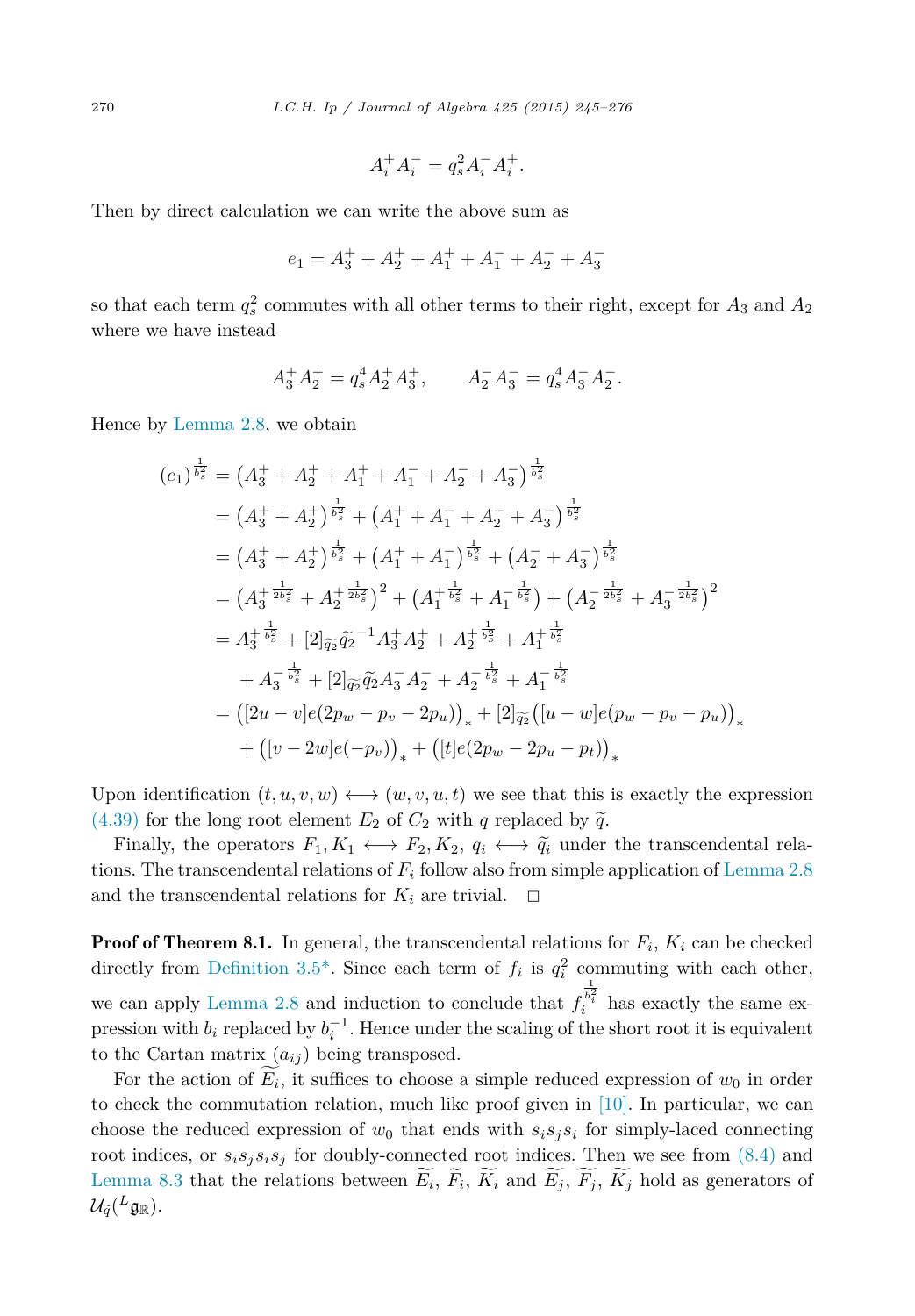$$A_i^+ A_i^- = q_s^2 A_i^- A_i^+.$$

Then by direct calculation we can write the above sum as

$$e_1 = A_3^+ + A_2^+ + A_1^+ + A_1^- + A_2^- + A_3^-$$

so that each term $q_s^2$ commutes with all other terms to their right, except for $A_3$ and $A_2$ where we have instead

$$A_3^+ A_2^+ = q_s^4 A_2^+ A_3^+, \qquad A_2^- A_3^- = q_s^4 A_3^- A_2^-.$$

Hence by Lemma 2.8, we obtain

$$\begin{aligned}
(e_1)^{\frac{1}{b_s^2}} &= \left(A_3^+ + A_2^+ + A_1^+ + A_1^- + A_2^- + A_3^-\right)^{\frac{1}{b_s^2}} \\
&= \left(A_3^+ + A_2^+\right)^{\frac{1}{b_s^2}} + \left(A_1^+ + A_1^- + A_2^- + A_3^-\right)^{\frac{1}{b_s^2}} \\
&= \left(A_3^+ + A_2^+\right)^{\frac{1}{b_s^2}} + \left(A_1^+ + A_1^-\right)^{\frac{1}{b_s^2}} + \left(A_2^- + A_3^-\right)^{\frac{1}{b_s^2}} \\
&= \left({A_3^+}^{\frac{1}{2b_s^2}} + {A_2^+}^{\frac{1}{2b_s^2}}\right)^2 + \left({A_1^+}^{\frac{1}{b_s^2}} + {A_1^-}^{\frac{1}{b_s^2}}\right) + \left({A_2^-}^{\frac{1}{2b_s^2}} + {A_3^-}^{\frac{1}{2b_s^2}}\right)^2 \\
&= {A_3^+}^{\frac{1}{b_s^2}} + [2]_{\widetilde{q}_2}\widetilde{q}_2^{-1} A_3^+ A_2^+ + {A_2^+}^{\frac{1}{b_s^2}} + {A_1^+}^{\frac{1}{b_s^2}} \\
&\quad + {A_3^-}^{\frac{1}{b_s^2}} + [2]_{\widetilde{q}_2}\widetilde{q}_2 A_3^- A_2^- + {A_2^-}^{\frac{1}{b_s^2}} + {A_1^-}^{\frac{1}{b_s^2}} \\
&= \big([2u-v]e(2p_w - p_v - 2p_u)\big)_* + [2]_{\widetilde{q}_2}\big([u-w]e(p_w - p_v - p_u)\big)_* \\
&\quad + \big([v-2w]e(-p_v)\big)_* + \big([t]e(2p_w - 2p_u - p_t)\big)_*
\end{aligned}$$

Upon identification $(t, u, v, w) \longleftrightarrow (w, v, u, t)$ we see that this is exactly the expression (4.39) for the long root element $E_2$ of $C_2$ with $q$ replaced by $\widetilde{q}$.

Finally, the operators $F_1, K_1 \longleftrightarrow F_2, K_2$, $q_i \longleftrightarrow \widetilde{q}_i$ under the transcendental relations. The transcendental relations of $F_i$ follow also from simple application of Lemma 2.8 and the transcendental relations for $K_i$ are trivial. $\square$

**Proof of Theorem 8.1.** In general, the transcendental relations for $F_i$, $K_i$ can be checked directly from Definition 3.5*. Since each term of $f_i$ is $q_i^2$ commuting with each other, we can apply Lemma 2.8 and induction to conclude that $f_i^{\frac{1}{b_i^2}}$ has exactly the same expression with $b_i$ replaced by $b_i^{-1}$. Hence under the scaling of the short root it is equivalent to the Cartan matrix $(a_{ij})$ being transposed.

For the action of $\widetilde{E_i}$, it suffices to choose a simple reduced expression of $w_0$ in order to check the commutation relation, much like proof given in [10]. In particular, we can choose the reduced expression of $w_0$ that ends with $s_i s_j s_i$ for simply-laced connecting root indices, or $s_i s_j s_i s_j$ for doubly-connected root indices. Then we see from (8.4) and Lemma 8.3 that the relations between $\widetilde{E_i}$, $\widetilde{F_i}$, $\widetilde{K_i}$ and $\widetilde{E_j}$, $\widetilde{F_j}$, $\widetilde{K_j}$ hold as generators of $\mathcal{U}_{\widetilde{q}}({}^L\mathfrak{g}_{\mathbb{R}})$.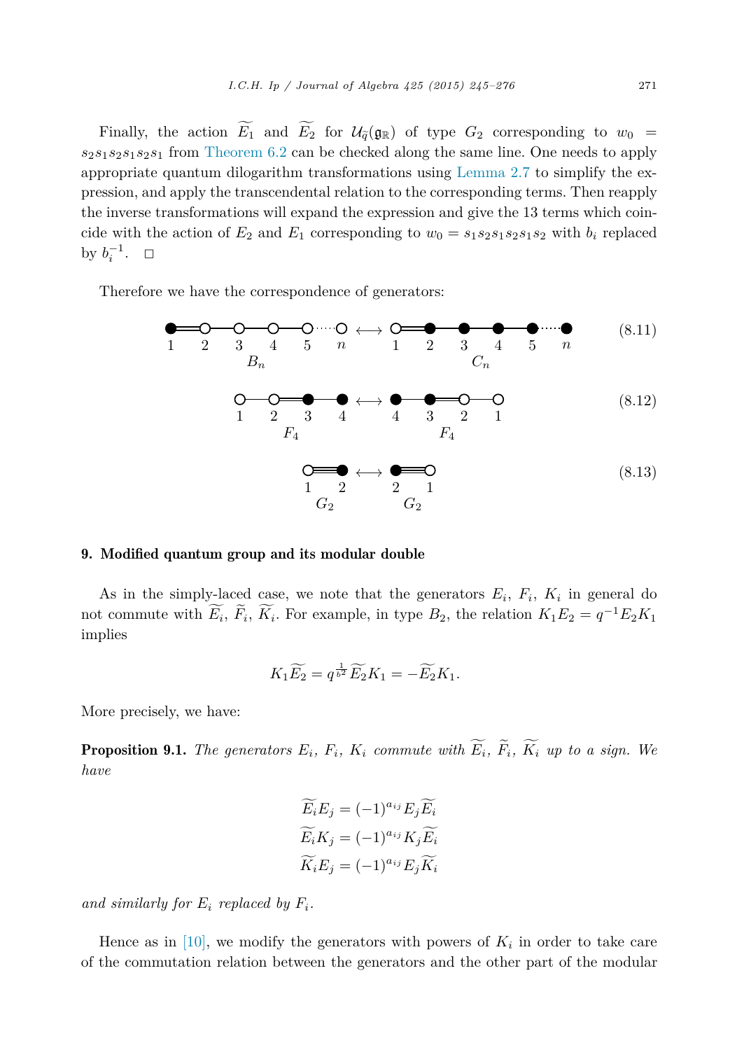Finally, the action $\widetilde{E_1}$ and $\widetilde{E_2}$ for $\mathcal{U}_{\widetilde{q}}(\mathfrak{g}_{\mathbb{R}})$ of type $G_2$ corresponding to $w_0 = s_2s_1s_2s_1s_2s_1$ from Theorem 6.2 can be checked along the same line. One needs to apply appropriate quantum dilogarithm transformations using Lemma 2.7 to simplify the expression, and apply the transcendental relation to the corresponding terms. Then reapply the inverse transformations will expand the expression and give the 13 terms which coincide with the action of $E_2$ and $E_1$ corresponding to $w_0 = s_1s_2s_1s_2s_1s_2$ with $b_i$ replaced by $b_i^{-1}$. □

Therefore we have the correspondence of generators:

$$B_n \text{ (nodes } 1, 2, 3, 4, 5, \ldots, n\text{)} \longleftrightarrow C_n \text{ (nodes } 1, 2, 3, 4, 5, \ldots, n\text{)} \tag{8.11}$$

$$F_4 \text{ (nodes } 1, 2, 3, 4\text{)} \longleftrightarrow F_4 \text{ (nodes } 4, 3, 2, 1\text{)} \tag{8.12}$$

$$G_2 \text{ (nodes } 1, 2\text{)} \longleftrightarrow G_2 \text{ (nodes } 2, 1\text{)} \tag{8.13}$$

## 9. Modified quantum group and its modular double

As in the simply-laced case, we note that the generators $E_i$, $F_i$, $K_i$ in general do not commute with $\widetilde{E_i}$, $\widetilde{F_i}$, $\widetilde{K_i}$. For example, in type $B_2$, the relation $K_1E_2 = q^{-1}E_2K_1$ implies

$$K_1\widetilde{E_2} = q^{\frac{1}{b^2}}\widetilde{E_2}K_1 = -\widetilde{E_2}K_1.$$

More precisely, we have:

**Proposition 9.1.** *The generators $E_i$, $F_i$, $K_i$ commute with $\widetilde{E_i}$, $\widetilde{F_i}$, $\widetilde{K_i}$ up to a sign. We have*

$$\widetilde{E_i}E_j = (-1)^{a_{ij}}E_j\widetilde{E_i}$$
$$\widetilde{E_i}K_j = (-1)^{a_{ij}}K_j\widetilde{E_i}$$
$$\widetilde{K_i}E_j = (-1)^{a_{ij}}E_j\widetilde{K_i}$$

*and similarly for $E_i$ replaced by $F_i$.*

Hence as in [10], we modify the generators with powers of $K_i$ in order to take care of the commutation relation between the generators and the other part of the modular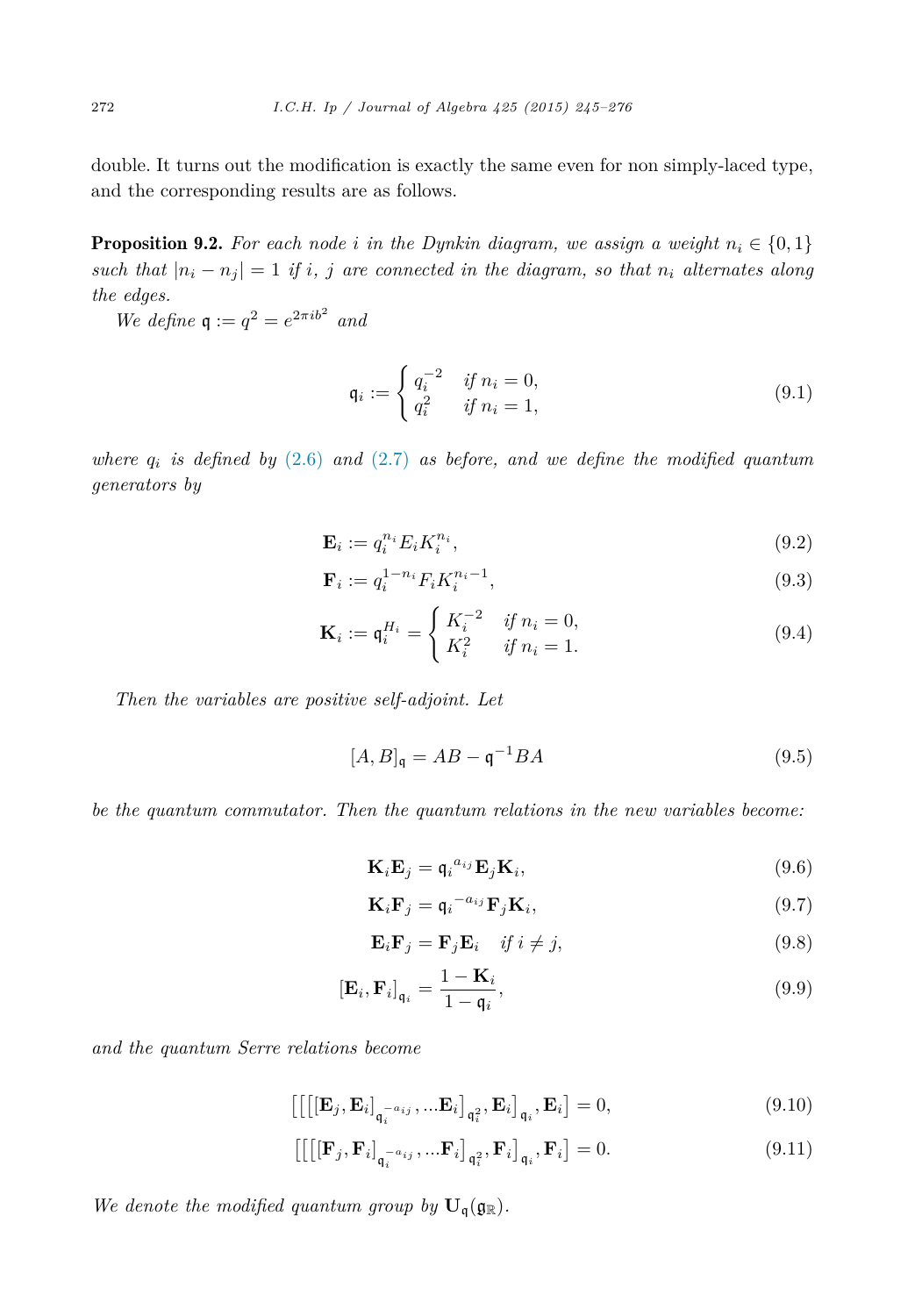double. It turns out the modification is exactly the same even for non simply-laced type, and the corresponding results are as follows.

**Proposition 9.2.** *For each node $i$ in the Dynkin diagram, we assign a weight $n_i \in \{0,1\}$ such that $|n_i - n_j| = 1$ if $i$, $j$ are connected in the diagram, so that $n_i$ alternates along the edges.*

*We define $\mathfrak{q} := q^2 = e^{2\pi i b^2}$ and*

$$\mathfrak{q}_i := \begin{cases} q_i^{-2} & \text{if } n_i = 0, \\ q_i^2 & \text{if } n_i = 1, \end{cases} \tag{9.1}$$

*where $q_i$ is defined by (2.6) and (2.7) as before, and we define the modified quantum generators by*

$$\mathbf{E}_i := q_i^{n_i} E_i K_i^{n_i}, \tag{9.2}$$

$$\mathbf{F}_i := q_i^{1-n_i} F_i K_i^{n_i - 1}, \tag{9.3}$$

$$\mathbf{K}_i := \mathfrak{q}_i^{H_i} = \begin{cases} K_i^{-2} & \text{if } n_i = 0, \\ K_i^2 & \text{if } n_i = 1. \end{cases} \tag{9.4}$$

*Then the variables are positive self-adjoint. Let*

$$[A, B]_{\mathfrak{q}} = AB - \mathfrak{q}^{-1} BA \tag{9.5}$$

*be the quantum commutator. Then the quantum relations in the new variables become:*

$$\mathbf{K}_i \mathbf{E}_j = {\mathfrak{q}_i}^{a_{ij}} \mathbf{E}_j \mathbf{K}_i, \tag{9.6}$$

$$\mathbf{K}_i \mathbf{F}_j = {\mathfrak{q}_i}^{-a_{ij}} \mathbf{F}_j \mathbf{K}_i, \tag{9.7}$$

$$\mathbf{E}_i \mathbf{F}_j = \mathbf{F}_j \mathbf{E}_i \quad \text{if } i \neq j, \tag{9.8}$$

$$[\mathbf{E}_i, \mathbf{F}_i]_{\mathfrak{q}_i} = \frac{1 - \mathbf{K}_i}{1 - \mathfrak{q}_i}, \tag{9.9}$$

*and the quantum Serre relations become*

$$\Big[\Big[\big[[\mathbf{E}_j, \mathbf{E}_i]_{\mathfrak{q}_i^{-a_{ij}}}, \ldots \mathbf{E}_i\big]_{\mathfrak{q}_i^2}, \mathbf{E}_i\Big]_{\mathfrak{q}_i}, \mathbf{E}_i\Big] = 0, \tag{9.10}$$

$$\Big[\Big[\big[[\mathbf{F}_j, \mathbf{F}_i]_{\mathfrak{q}_i^{-a_{ij}}}, \ldots \mathbf{F}_i\big]_{\mathfrak{q}_i^2}, \mathbf{F}_i\Big]_{\mathfrak{q}_i}, \mathbf{F}_i\Big] = 0. \tag{9.11}$$

*We denote the modified quantum group by $\mathbf{U}_{\mathfrak{q}}(\mathfrak{g}_{\mathbb{R}})$.*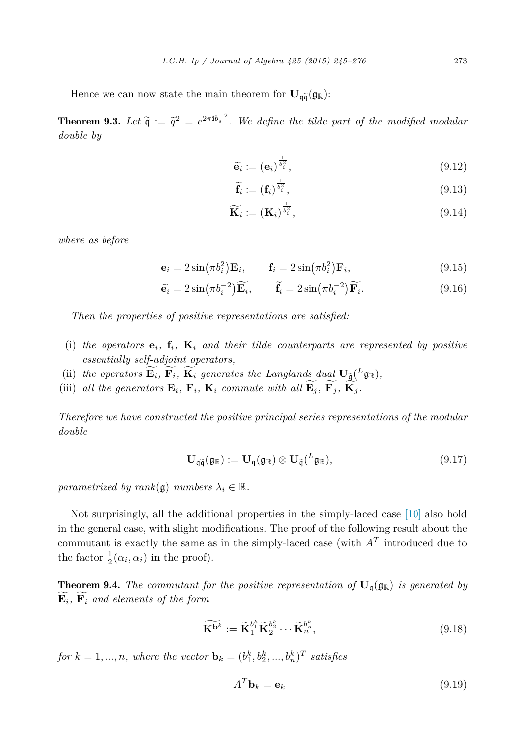Hence we can now state the main theorem for $\mathbf{U}_{\mathfrak{q}\widetilde{\mathfrak{q}}}(\mathfrak{g}_{\mathbb{R}})$:

**Theorem 9.3.** *Let $\widetilde{\mathfrak{q}} := \widetilde{q}^2 = e^{2\pi \mathbf{i} b_s^{-2}}$. We define the tilde part of the modified modular double by*

$$\widetilde{\mathbf{e}}_i := (\mathbf{e}_i)^{\frac{1}{b_i^2}}, \tag{9.12}$$

$$\widetilde{\mathbf{f}}_i := (\mathbf{f}_i)^{\frac{1}{b_i^2}}, \tag{9.13}$$

$$\widetilde{\mathbf{K}}_i := (\mathbf{K}_i)^{\frac{1}{b_i^2}}, \tag{9.14}$$

*where as before*

$$\mathbf{e}_i = 2\sin\left(\pi b_i^2\right)\mathbf{E}_i, \qquad \mathbf{f}_i = 2\sin\left(\pi b_i^2\right)\mathbf{F}_i, \tag{9.15}$$

$$\widetilde{\mathbf{e}}_i = 2\sin\left(\pi b_i^{-2}\right)\widetilde{\mathbf{E}_i}, \qquad \widetilde{\mathbf{f}}_i = 2\sin\left(\pi b_i^{-2}\right)\widetilde{\mathbf{F}_i}. \tag{9.16}$$

*Then the properties of positive representations are satisfied:*

(i) *the operators $\mathbf{e}_i$, $\mathbf{f}_i$, $\mathbf{K}_i$ and their tilde counterparts are represented by positive essentially self-adjoint operators,*
(ii) *the operators $\widetilde{\mathbf{E}_i}$, $\widetilde{\mathbf{F}_i}$, $\widetilde{\mathbf{K}_i}$ generates the Langlands dual $\mathbf{U}_{\widetilde{\mathfrak{q}}}({}^L\mathfrak{g}_{\mathbb{R}})$,*
(iii) *all the generators $\mathbf{E}_i$, $\mathbf{F}_i$, $\mathbf{K}_i$ commute with all $\widetilde{\mathbf{E}_j}$, $\widetilde{\mathbf{F}_j}$, $\widetilde{\mathbf{K}_j}$.*

*Therefore we have constructed the positive principal series representations of the modular double*

$$\mathbf{U}_{\mathfrak{q}\widetilde{\mathfrak{q}}}(\mathfrak{g}_{\mathbb{R}}) := \mathbf{U}_{\mathfrak{q}}(\mathfrak{g}_{\mathbb{R}}) \otimes \mathbf{U}_{\widetilde{\mathfrak{q}}}({}^L\mathfrak{g}_{\mathbb{R}}), \tag{9.17}$$

*parametrized by rank$(\mathfrak{g})$ numbers $\lambda_i \in \mathbb{R}$.*

Not surprisingly, all the additional properties in the simply-laced case [10] also hold in the general case, with slight modifications. The proof of the following result about the commutant is exactly the same as in the simply-laced case (with $A^T$ introduced due to the factor $\frac{1}{2}(\alpha_i, \alpha_i)$ in the proof).

**Theorem 9.4.** *The commutant for the positive representation of $\mathbf{U}_{\mathfrak{q}}(\mathfrak{g}_{\mathbb{R}})$ is generated by $\widetilde{\mathbf{E}_i}$, $\widetilde{\mathbf{F}_i}$ and elements of the form*

$$\widetilde{\mathbf{K}^{\mathbf{b}^k}} := \widetilde{\mathbf{K}}_1^{b_1^k}\widetilde{\mathbf{K}}_2^{b_2^k}\cdots\widetilde{\mathbf{K}}_n^{b_n^k}, \tag{9.18}$$

*for $k = 1, ..., n$, where the vector $\mathbf{b}_k = (b_1^k, b_2^k, ..., b_n^k)^T$ satisfies*

$$A^T\mathbf{b}_k = \mathbf{e}_k \tag{9.19}$$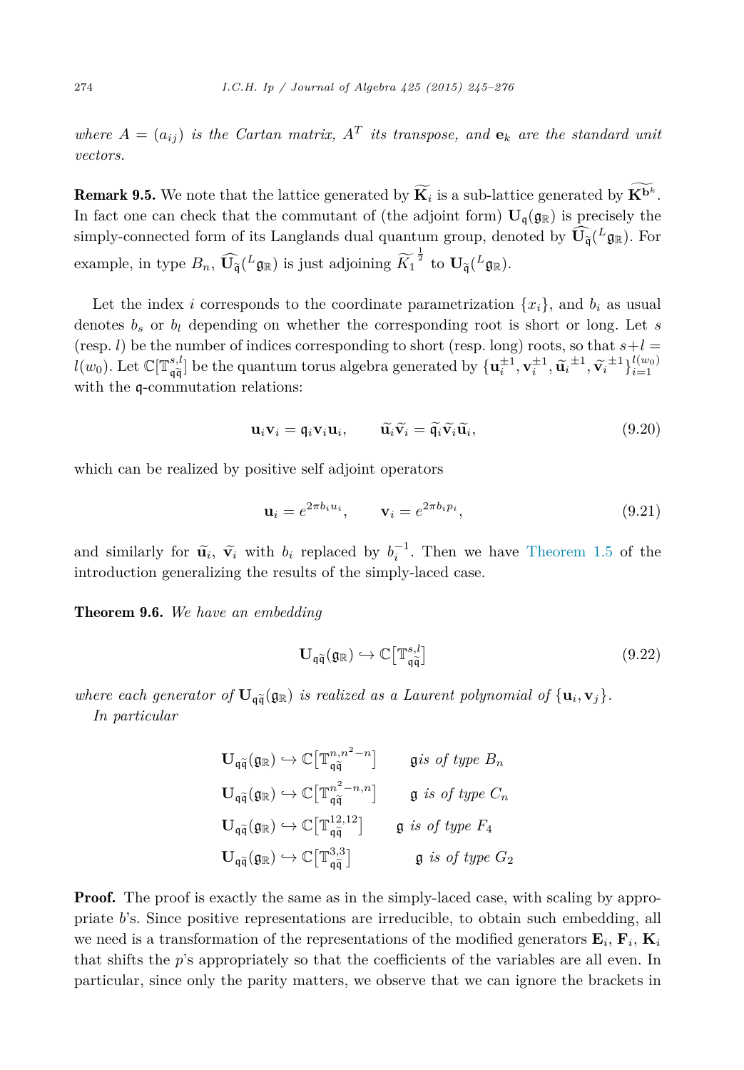*where $A = (a_{ij})$ is the Cartan matrix, $A^T$ its transpose, and $\mathbf{e}_k$ are the standard unit vectors.*

**Remark 9.5.** We note that the lattice generated by $\widetilde{\mathbf{K}}_i$ is a sub-lattice generated by $\widetilde{\mathbf{K}^{\mathbf{b}^k}}$. In fact one can check that the commutant of (the adjoint form) $\mathbf{U}_{\mathfrak{q}}(\mathfrak{g}_{\mathbb{R}})$ is precisely the simply-connected form of its Langlands dual quantum group, denoted by $\widehat{\mathbf{U}_{\widetilde{\mathfrak{q}}}}({}^L\mathfrak{g}_{\mathbb{R}})$. For example, in type $B_n$, $\widehat{\mathbf{U}_{\widetilde{\mathfrak{q}}}}({}^L\mathfrak{g}_{\mathbb{R}})$ is just adjoining $\widetilde{K_1}^{\frac{1}{2}}$ to $\mathbf{U}_{\widetilde{\mathfrak{q}}}({}^L\mathfrak{g}_{\mathbb{R}})$.

Let the index $i$ corresponds to the coordinate parametrization $\{x_i\}$, and $b_i$ as usual denotes $b_s$ or $b_l$ depending on whether the corresponding root is short or long. Let $s$ (resp. $l$) be the number of indices corresponding to short (resp. long) roots, so that $s+l = l(w_0)$. Let $\mathbb{C}[\mathbb{T}^{s,l}_{\mathfrak{q}\widetilde{\mathfrak{q}}}]$ be the quantum torus algebra generated by $\{\mathbf{u}_i^{\pm 1}, \mathbf{v}_i^{\pm 1}, \widetilde{\mathbf{u}}_i^{\pm 1}, \widetilde{\mathbf{v}}_i^{\pm 1}\}_{i=1}^{l(w_0)}$ with the $\mathfrak{q}$-commutation relations:

$$\mathbf{u}_i\mathbf{v}_i = \mathfrak{q}_i\mathbf{v}_i\mathbf{u}_i, \qquad \widetilde{\mathbf{u}}_i\widetilde{\mathbf{v}}_i = \widetilde{\mathfrak{q}}_i\widetilde{\mathbf{v}}_i\widetilde{\mathbf{u}}_i, \tag{9.20}$$

which can be realized by positive self adjoint operators

$$\mathbf{u}_i = e^{2\pi b_i u_i}, \qquad \mathbf{v}_i = e^{2\pi b_i p_i}, \tag{9.21}$$

and similarly for $\widetilde{\mathbf{u}}_i$, $\widetilde{\mathbf{v}}_i$ with $b_i$ replaced by $b_i^{-1}$. Then we have Theorem 1.5 of the introduction generalizing the results of the simply-laced case.

**Theorem 9.6.** *We have an embedding*

$$\mathbf{U}_{\mathfrak{q}\widetilde{\mathfrak{q}}}(\mathfrak{g}_{\mathbb{R}}) \hookrightarrow \mathbb{C}\big[\mathbb{T}^{s,l}_{\mathfrak{q}\widetilde{\mathfrak{q}}}\big] \tag{9.22}$$

*where each generator of $\mathbf{U}_{\mathfrak{q}\widetilde{\mathfrak{q}}}(\mathfrak{g}_{\mathbb{R}})$ is realized as a Laurent polynomial of $\{\mathbf{u}_i, \mathbf{v}_j\}$.*
*In particular*

$$\mathbf{U}_{\mathfrak{q}\widetilde{\mathfrak{q}}}(\mathfrak{g}_{\mathbb{R}}) \hookrightarrow \mathbb{C}\big[\mathbb{T}^{n,n^2-n}_{\mathfrak{q}\widetilde{\mathfrak{q}}}\big] \qquad \mathfrak{g} \text{ is of type } B_n$$

$$\mathbf{U}_{\mathfrak{q}\widetilde{\mathfrak{q}}}(\mathfrak{g}_{\mathbb{R}}) \hookrightarrow \mathbb{C}\big[\mathbb{T}^{n^2-n,n}_{\mathfrak{q}\widetilde{\mathfrak{q}}}\big] \qquad \mathfrak{g} \text{ is of type } C_n$$

$$\mathbf{U}_{\mathfrak{q}\widetilde{\mathfrak{q}}}(\mathfrak{g}_{\mathbb{R}}) \hookrightarrow \mathbb{C}\big[\mathbb{T}^{12,12}_{\mathfrak{q}\widetilde{\mathfrak{q}}}\big] \qquad \mathfrak{g} \text{ is of type } F_4$$

$$\mathbf{U}_{\mathfrak{q}\widetilde{\mathfrak{q}}}(\mathfrak{g}_{\mathbb{R}}) \hookrightarrow \mathbb{C}\big[\mathbb{T}^{3,3}_{\mathfrak{q}\widetilde{\mathfrak{q}}}\big] \qquad \mathfrak{g} \text{ is of type } G_2$$

**Proof.** The proof is exactly the same as in the simply-laced case, with scaling by appropriate $b$'s. Since positive representations are irreducible, to obtain such embedding, all we need is a transformation of the representations of the modified generators $\mathbf{E}_i$, $\mathbf{F}_i$, $\mathbf{K}_i$ that shifts the $p$'s appropriately so that the coefficients of the variables are all even. In particular, since only the parity matters, we observe that we can ignore the brackets in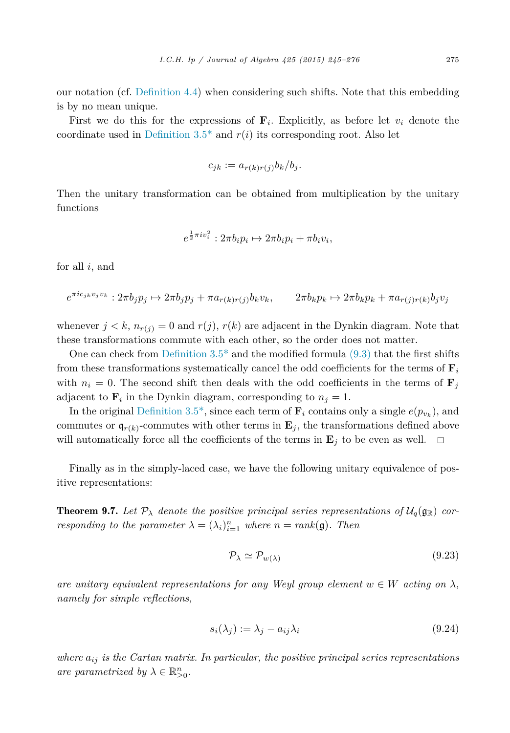our notation (cf. Definition 4.4) when considering such shifts. Note that this embedding is by no mean unique.

First we do this for the expressions of $\mathbf{F}_i$. Explicitly, as before let $v_i$ denote the coordinate used in Definition 3.5* and $r(i)$ its corresponding root. Also let

$$c_{jk} := a_{r(k)r(j)}b_k/b_j.$$

Then the unitary transformation can be obtained from multiplication by the unitary functions

$$e^{\frac{1}{2}\pi i v_i^2} : 2\pi b_i p_i \mapsto 2\pi b_i p_i + \pi b_i v_i,$$

for all $i$, and

$$e^{\pi i c_{jk} v_j v_k} : 2\pi b_j p_j \mapsto 2\pi b_j p_j + \pi a_{r(k)r(j)} b_k v_k, \qquad 2\pi b_k p_k \mapsto 2\pi b_k p_k + \pi a_{r(j)r(k)} b_j v_j$$

whenever $j < k$, $n_{r(j)} = 0$ and $r(j)$, $r(k)$ are adjacent in the Dynkin diagram. Note that these transformations commute with each other, so the order does not matter.

One can check from Definition 3.5* and the modified formula (9.3) that the first shifts from these transformations systematically cancel the odd coefficients for the terms of $\mathbf{F}_i$ with $n_i = 0$. The second shift then deals with the odd coefficients in the terms of $\mathbf{F}_j$ adjacent to $\mathbf{F}_i$ in the Dynkin diagram, corresponding to $n_j = 1$.

In the original Definition 3.5*, since each term of $\mathbf{F}_i$ contains only a single $e(p_{v_k})$, and commutes or $\mathfrak{q}_{r(k)}$-commutes with other terms in $\mathbf{E}_j$, the transformations defined above will automatically force all the coefficients of the terms in $\mathbf{E}_j$ to be even as well. $\square$

Finally as in the simply-laced case, we have the following unitary equivalence of positive representations:

**Theorem 9.7.** *Let $\mathcal{P}_\lambda$ denote the positive principal series representations of $\mathcal{U}_q(\mathfrak{g}_\mathbb{R})$ corresponding to the parameter $\lambda = (\lambda_i)_{i=1}^n$ where $n = rank(\mathfrak{g})$. Then*

$$\mathcal{P}_\lambda \simeq \mathcal{P}_{w(\lambda)} \tag{9.23}$$

*are unitary equivalent representations for any Weyl group element $w \in W$ acting on $\lambda$, namely for simple reflections,*

$$s_i(\lambda_j) := \lambda_j - a_{ij}\lambda_i \tag{9.24}$$

*where $a_{ij}$ is the Cartan matrix. In particular, the positive principal series representations are parametrized by $\lambda \in \mathbb{R}^n_{\geq 0}$.*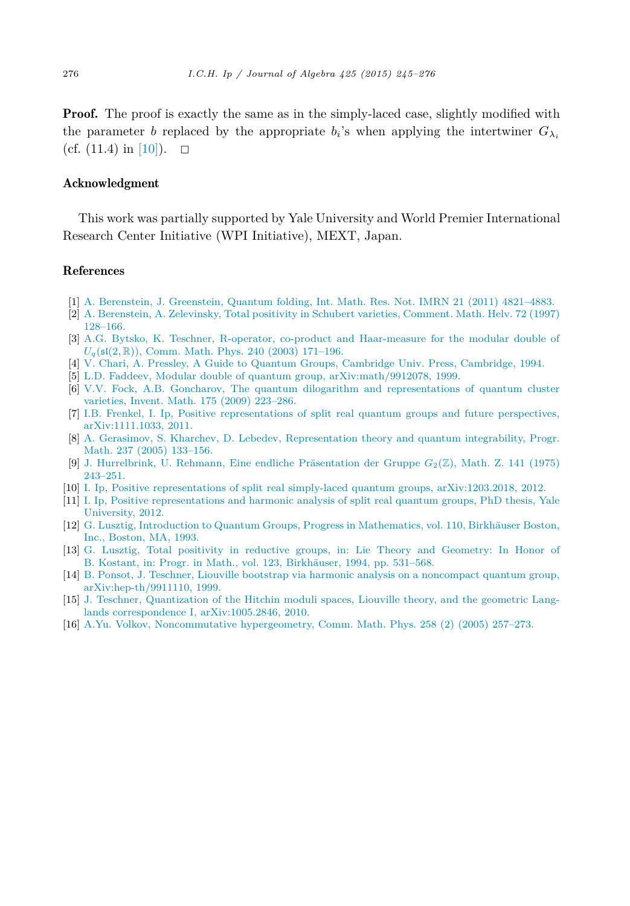**Proof.** The proof is exactly the same as in the simply-laced case, slightly modified with the parameter $b$ replaced by the appropriate $b_i$'s when applying the intertwiner $G_{\lambda_i}$ (cf. (11.4) in [10]). $\square$

## Acknowledgment

This work was partially supported by Yale University and World Premier International Research Center Initiative (WPI Initiative), MEXT, Japan.

## References

[1] A. Berenstein, J. Greenstein, Quantum folding, Int. Math. Res. Not. IMRN 21 (2011) 4821–4883.

[2] A. Berenstein, A. Zelevinsky, Total positivity in Schubert varieties, Comment. Math. Helv. 72 (1997) 128–166.

[3] A.G. Bytsko, K. Teschner, R-operator, co-product and Haar-measure for the modular double of $U_q(\mathfrak{sl}(2,\mathbb{R}))$, Comm. Math. Phys. 240 (2003) 171–196.

[4] V. Chari, A. Pressley, A Guide to Quantum Groups, Cambridge Univ. Press, Cambridge, 1994.

[5] L.D. Faddeev, Modular double of quantum group, arXiv:math/9912078, 1999.

[6] V.V. Fock, A.B. Goncharov, The quantum dilogarithm and representations of quantum cluster varieties, Invent. Math. 175 (2009) 223–286.

[7] I.B. Frenkel, I. Ip, Positive representations of split real quantum groups and future perspectives, arXiv:1111.1033, 2011.

[8] A. Gerasimov, S. Kharchev, D. Lebedev, Representation theory and quantum integrability, Progr. Math. 237 (2005) 133–156.

[9] J. Hurrelbrink, U. Rehmann, Eine endliche Präsentation der Gruppe $G_2(\mathbb{Z})$, Math. Z. 141 (1975) 243–251.

[10] I. Ip, Positive representations of split real simply-laced quantum groups, arXiv:1203.2018, 2012.

[11] I. Ip, Positive representations and harmonic analysis of split real quantum groups, PhD thesis, Yale University, 2012.

[12] G. Lusztig, Introduction to Quantum Groups, Progress in Mathematics, vol. 110, Birkhäuser Boston, Inc., Boston, MA, 1993.

[13] G. Lusztig, Total positivity in reductive groups, in: Lie Theory and Geometry: In Honor of B. Kostant, in: Progr. in Math., vol. 123, Birkhäuser, 1994, pp. 531–568.

[14] B. Ponsot, J. Teschner, Liouville bootstrap via harmonic analysis on a noncompact quantum group, arXiv:hep-th/9911110, 1999.

[15] J. Teschner, Quantization of the Hitchin moduli spaces, Liouville theory, and the geometric Langlands correspondence I, arXiv:1005.2846, 2010.

[16] A.Yu. Volkov, Noncommutative hypergeometry, Comm. Math. Phys. 258 (2) (2005) 257–273.